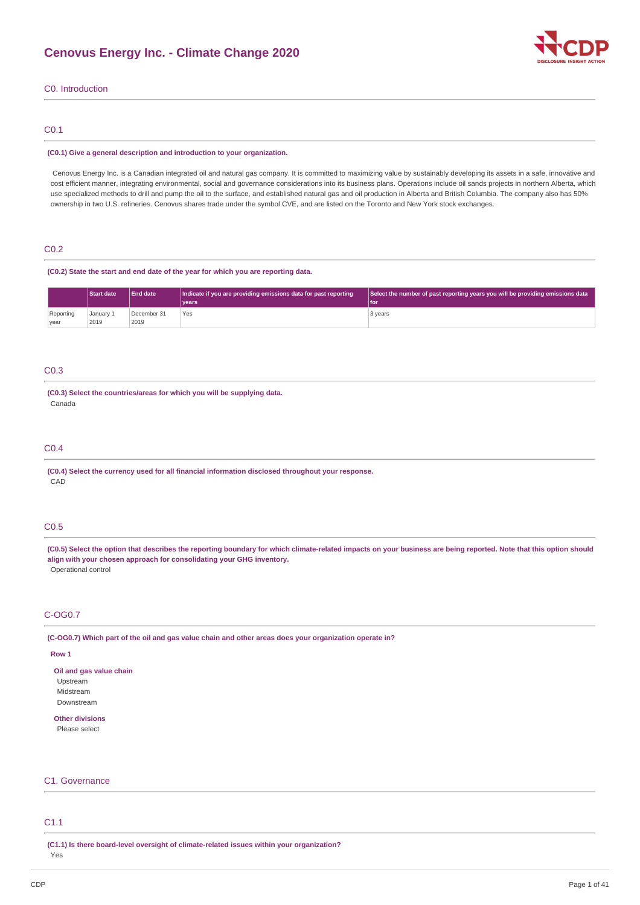# Cenovus Energy Inc. - Climate Change 2020

## C0. Introduction

### C0.1

**(C0.1) Give a general description and introduction to your organization.**

Cenovus Energy Inc. is a Canadian integrated oil and natural gas company. It is committed to maximizing value by sustainably developing its assets in a safe, innovative and cost efficient manner, integrating environmental, social and governance considerations into its business plans. Operations include oil sands projects in northern Alberta, which use specialized methods to drill and pump the oil to the surface, and established natural gas and oil production in Alberta and British Columbia. The company also has 50% ownership in two U.S. refineries. Cenovus shares trade under the symbol CVE, and are listed on the Toronto and New York stock exchanges.

### C0.2

**(C0.2) State the start and end date of the year for which you are reporting data.**

| | Start date | End date | Indicate if you are providing emissions data for past reporting years | Select the number of past reporting years you will be providing emissions data for |
|---|---|---|---|---|
| Reporting year | January 1 2019 | December 31 2019 | Yes | 3 years |

### C0.3

**(C0.3) Select the countries/areas for which you will be supplying data.**

Canada

### C0.4

**(C0.4) Select the currency used for all financial information disclosed throughout your response.**

CAD

### C0.5

**(C0.5) Select the option that describes the reporting boundary for which climate-related impacts on your business are being reported. Note that this option should align with your chosen approach for consolidating your GHG inventory.**

Operational control

### C-OG0.7

**(C-OG0.7) Which part of the oil and gas value chain and other areas does your organization operate in?**

**Row 1**

**Oil and gas value chain**

Upstream
Midstream
Downstream

**Other divisions**

Please select

## C1. Governance

### C1.1

**(C1.1) Is there board-level oversight of climate-related issues within your organization?**

Yes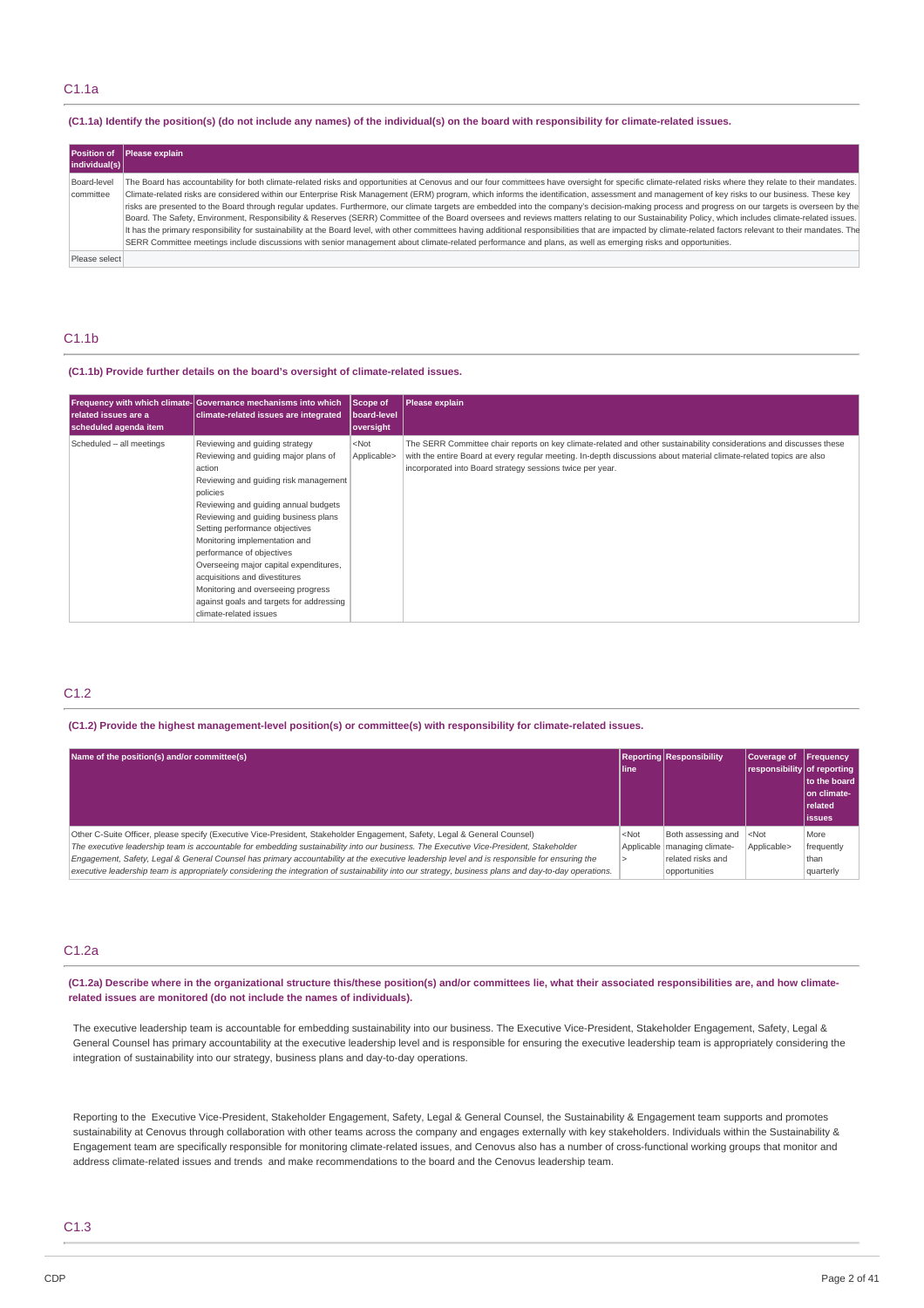## C1.1a

**(C1.1a) Identify the position(s) (do not include any names) of the individual(s) on the board with responsibility for climate-related issues.**

| Position of individual(s) | Please explain |
|---|---|
| Board-level committee | The Board has accountability for both climate-related risks and opportunities at Cenovus and our four committees have oversight for specific climate-related risks where they relate to their mandates. Climate-related risks are considered within our Enterprise Risk Management (ERM) program, which informs the identification, assessment and management of key risks to our business. These key risks are presented to the Board through regular updates. Furthermore, our climate targets are embedded into the company's decision-making process and progress on our targets is overseen by the Board. The Safety, Environment, Responsibility & Reserves (SERR) Committee of the Board oversees and reviews matters relating to our Sustainability Policy, which includes climate-related issues. It has the primary responsibility for sustainability at the Board level, with other committees having additional responsibilities that are impacted by climate-related factors relevant to their mandates. The SERR Committee meetings include discussions with senior management about climate-related performance and plans, as well as emerging risks and opportunities. |
| Please select | |

## C1.1b

**(C1.1b) Provide further details on the board's oversight of climate-related issues.**

| Frequency with which climate-related issues are a scheduled agenda item | Governance mechanisms into which climate-related issues are integrated | Scope of board-level oversight | Please explain |
|---|---|---|---|
| Scheduled – all meetings | Reviewing and guiding strategy<br>Reviewing and guiding major plans of action<br>Reviewing and guiding risk management policies<br>Reviewing and guiding annual budgets<br>Reviewing and guiding business plans<br>Setting performance objectives<br>Monitoring implementation and performance of objectives<br>Overseeing major capital expenditures, acquisitions and divestitures<br>Monitoring and overseeing progress against goals and targets for addressing climate-related issues | <Not Applicable> | The SERR Committee chair reports on key climate-related and other sustainability considerations and discusses these with the entire Board at every regular meeting. In-depth discussions about material climate-related topics are also incorporated into Board strategy sessions twice per year. |

## C1.2

**(C1.2) Provide the highest management-level position(s) or committee(s) with responsibility for climate-related issues.**

| Name of the position(s) and/or committee(s) | Reporting line | Responsibility | Coverage of responsibility | Frequency of reporting to the board on climate-related issues |
|---|---|---|---|---|
| Other C-Suite Officer, please specify (Executive Vice-President, Stakeholder Engagement, Safety, Legal & General Counsel)<br>*The executive leadership team is accountable for embedding sustainability into our business. The Executive Vice-President, Stakeholder Engagement, Safety, Legal & General Counsel has primary accountability at the executive leadership level and is responsible for ensuring the executive leadership team is appropriately considering the integration of sustainability into our strategy, business plans and day-to-day operations.* | <Not Applicable> | Both assessing and managing climate-related risks and opportunities | <Not Applicable> | More frequently than quarterly |

## C1.2a

**(C1.2a) Describe where in the organizational structure this/these position(s) and/or committees lie, what their associated responsibilities are, and how climate-related issues are monitored (do not include the names of individuals).**

The executive leadership team is accountable for embedding sustainability into our business. The Executive Vice-President, Stakeholder Engagement, Safety, Legal & General Counsel has primary accountability at the executive leadership level and is responsible for ensuring the executive leadership team is appropriately considering the integration of sustainability into our strategy, business plans and day-to-day operations.

Reporting to the Executive Vice-President, Stakeholder Engagement, Safety, Legal & General Counsel, the Sustainability & Engagement team supports and promotes sustainability at Cenovus through collaboration with other teams across the company and engages externally with key stakeholders. Individuals within the Sustainability & Engagement team are specifically responsible for monitoring climate-related issues, and Cenovus also has a number of cross-functional working groups that monitor and address climate-related issues and trends and make recommendations to the board and the Cenovus leadership team.

## C1.3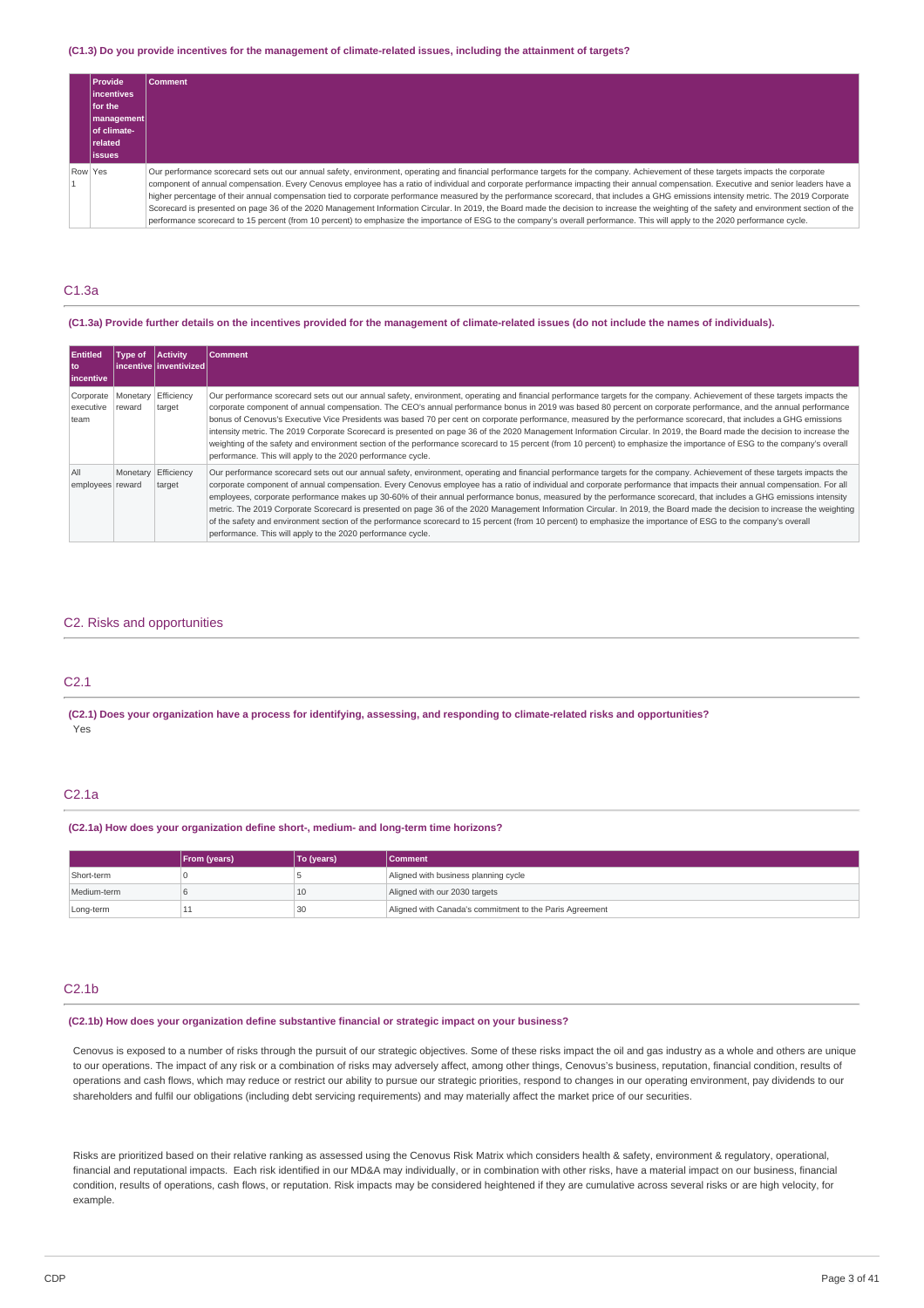### (C1.3) Do you provide incentives for the management of climate-related issues, including the attainment of targets?

| | Provide incentives for the management of climate-related issues | Comment |
|---|---|---|
| Row 1 | Yes | Our performance scorecard sets out our annual safety, environment, operating and financial performance targets for the company. Achievement of these targets impacts the corporate component of annual compensation. Every Cenovus employee has a ratio of individual and corporate performance impacting their annual compensation. Executive and senior leaders have a higher percentage of their annual compensation tied to corporate performance measured by the performance scorecard, that includes a GHG emissions intensity metric. The 2019 Corporate Scorecard is presented on page 36 of the 2020 Management Information Circular. In 2019, the Board made the decision to increase the weighting of the safety and environment section of the performance scorecard to 15 percent (from 10 percent) to emphasize the importance of ESG to the company's overall performance. This will apply to the 2020 performance cycle. |

## C1.3a

### (C1.3a) Provide further details on the incentives provided for the management of climate-related issues (do not include the names of individuals).

| Entitled to incentive | Type of incentive | Activity inventivized | Comment |
|---|---|---|---|
| Corporate executive team | Monetary reward | Efficiency target | Our performance scorecard sets out our annual safety, environment, operating and financial performance targets for the company. Achievement of these targets impacts the corporate component of annual compensation. The CEO's annual performance bonus in 2019 was based 80 percent on corporate performance, and the annual performance bonus of Cenovus's Executive Vice Presidents was based 70 per cent on corporate performance, measured by the performance scorecard, that includes a GHG emissions intensity metric. The 2019 Corporate Scorecard is presented on page 36 of the 2020 Management Information Circular. In 2019, the Board made the decision to increase the weighting of the safety and environment section of the performance scorecard to 15 percent (from 10 percent) to emphasize the importance of ESG to the company's overall performance. This will apply to the 2020 performance cycle. |
| All employees | Monetary reward | Efficiency target | Our performance scorecard sets out our annual safety, environment, operating and financial performance targets for the company. Achievement of these targets impacts the corporate component of annual compensation. Every Cenovus employee has a ratio of individual and corporate performance that impacts their annual compensation. For all employees, corporate performance makes up 30-60% of their annual performance bonus, measured by the performance scorecard, that includes a GHG emissions intensity metric. The 2019 Corporate Scorecard is presented on page 36 of the 2020 Management Information Circular. In 2019, the Board made the decision to increase the weighting of the safety and environment section of the performance scorecard to 15 percent (from 10 percent) to emphasize the importance of ESG to the company's overall performance. This will apply to the 2020 performance cycle. |

# C2. Risks and opportunities

## C2.1

### (C2.1) Does your organization have a process for identifying, assessing, and responding to climate-related risks and opportunities?

Yes

## C2.1a

### (C2.1a) How does your organization define short-, medium- and long-term time horizons?

| | From (years) | To (years) | Comment |
|---|---|---|---|
| Short-term | 0 | 5 | Aligned with business planning cycle |
| Medium-term | 6 | 10 | Aligned with our 2030 targets |
| Long-term | 11 | 30 | Aligned with Canada's commitment to the Paris Agreement |

## C2.1b

### (C2.1b) How does your organization define substantive financial or strategic impact on your business?

Cenovus is exposed to a number of risks through the pursuit of our strategic objectives. Some of these risks impact the oil and gas industry as a whole and others are unique to our operations. The impact of any risk or a combination of risks may adversely affect, among other things, Cenovus's business, reputation, financial condition, results of operations and cash flows, which may reduce or restrict our ability to pursue our strategic priorities, respond to changes in our operating environment, pay dividends to our shareholders and fulfil our obligations (including debt servicing requirements) and may materially affect the market price of our securities.

Risks are prioritized based on their relative ranking as assessed using the Cenovus Risk Matrix which considers health & safety, environment & regulatory, operational, financial and reputational impacts. Each risk identified in our MD&A may individually, or in combination with other risks, have a material impact on our business, financial condition, results of operations, cash flows, or reputation. Risk impacts may be considered heightened if they are cumulative across several risks or are high velocity, for example.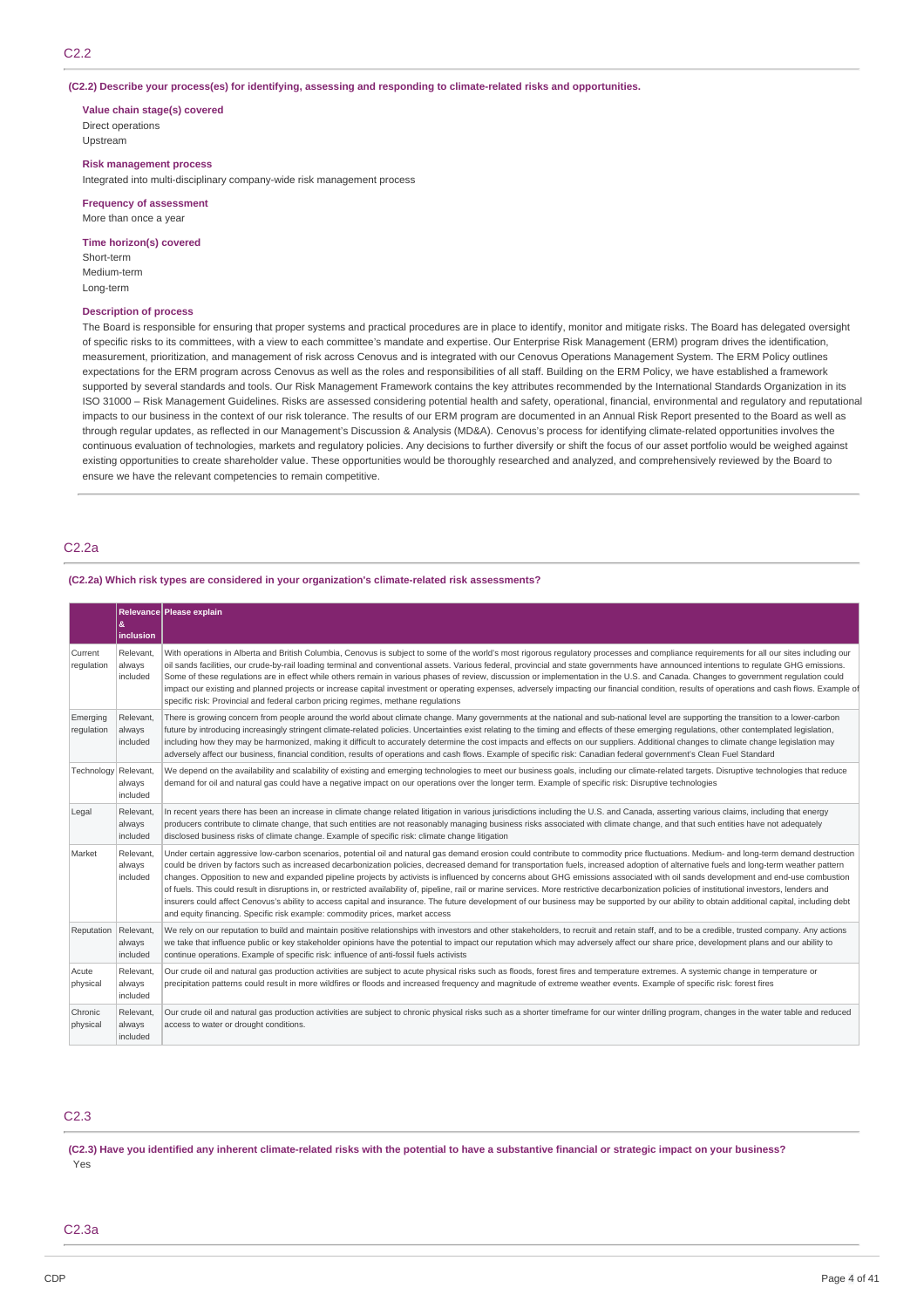## C2.2

**(C2.2) Describe your process(es) for identifying, assessing and responding to climate-related risks and opportunities.**

**Value chain stage(s) covered**
Direct operations
Upstream

**Risk management process**
Integrated into multi-disciplinary company-wide risk management process

**Frequency of assessment**
More than once a year

**Time horizon(s) covered**
Short-term
Medium-term
Long-term

**Description of process**
The Board is responsible for ensuring that proper systems and practical procedures are in place to identify, monitor and mitigate risks. The Board has delegated oversight of specific risks to its committees, with a view to each committee's mandate and expertise. Our Enterprise Risk Management (ERM) program drives the identification, measurement, prioritization, and management of risk across Cenovus and is integrated with our Cenovus Operations Management System. The ERM Policy outlines expectations for the ERM program across Cenovus as well as the roles and responsibilities of all staff. Building on the ERM Policy, we have established a framework supported by several standards and tools. Our Risk Management Framework contains the key attributes recommended by the International Standards Organization in its ISO 31000 – Risk Management Guidelines. Risks are assessed considering potential health and safety, operational, financial, environmental and regulatory and reputational impacts to our business in the context of our risk tolerance. The results of our ERM program are documented in an Annual Risk Report presented to the Board as well as through regular updates, as reflected in our Management's Discussion & Analysis (MD&A). Cenovus's process for identifying climate-related opportunities involves the continuous evaluation of technologies, markets and regulatory policies. Any decisions to further diversify or shift the focus of our asset portfolio would be weighed against existing opportunities to create shareholder value. These opportunities would be thoroughly researched and analyzed, and comprehensively reviewed by the Board to ensure we have the relevant competencies to remain competitive.

## C2.2a

**(C2.2a) Which risk types are considered in your organization's climate-related risk assessments?**

| | Relevance & inclusion | Please explain |
|---|---|---|
| Current regulation | Relevant, always included | With operations in Alberta and British Columbia, Cenovus is subject to some of the world's most rigorous regulatory processes and compliance requirements for all our sites including our oil sands facilities, our crude-by-rail loading terminal and conventional assets. Various federal, provincial and state governments have announced intentions to regulate GHG emissions. Some of these regulations are in effect while others remain in various phases of review, discussion or implementation in the U.S. and Canada. Changes to government regulation could impact our existing and planned projects or increase capital investment or operating expenses, adversely impacting our financial condition, results of operations and cash flows. Example of specific risk: Provincial and federal carbon pricing regimes, methane regulations |
| Emerging regulation | Relevant, always included | There is growing concern from people around the world about climate change. Many governments at the national and sub-national level are supporting the transition to a lower-carbon future by introducing increasingly stringent climate-related policies. Uncertainties exist relating to the timing and effects of these emerging regulations, other contemplated legislation, including how they may be harmonized, making it difficult to accurately determine the cost impacts and effects on our suppliers. Additional changes to climate change legislation may adversely affect our business, financial condition, results of operations and cash flows. Example of specific risk: Canadian federal government's Clean Fuel Standard |
| Technology | Relevant, always included | We depend on the availability and scalability of existing and emerging technologies to meet our business goals, including our climate-related targets. Disruptive technologies that reduce demand for oil and natural gas could have a negative impact on our operations over the longer term. Example of specific risk: Disruptive technologies |
| Legal | Relevant, always included | In recent years there has been an increase in climate change related litigation in various jurisdictions including the U.S. and Canada, asserting various claims, including that energy producers contribute to climate change, that such entities are not reasonably managing business risks associated with climate change, and that such entities have not adequately disclosed business risks of climate change. Example of specific risk: climate change litigation |
| Market | Relevant, always included | Under certain aggressive low-carbon scenarios, potential oil and natural gas demand erosion could contribute to commodity price fluctuations. Medium- and long-term demand destruction could be driven by factors such as increased decarbonization policies, decreased demand for transportation fuels, increased adoption of alternative fuels and long-term weather pattern changes. Opposition to new and expanded pipeline projects by activists is influenced by concerns about GHG emissions associated with oil sands development and end-use combustion of fuels. This could result in disruptions in, or restricted availability of, pipeline, rail or marine services. More restrictive decarbonization policies of institutional investors, lenders and insurers could affect Cenovus's ability to access capital and insurance. The future development of our business may be supported by our ability to obtain additional capital, including debt and equity financing. Specific risk example: commodity prices, market access |
| Reputation | Relevant, always included | We rely on our reputation to build and maintain positive relationships with investors and other stakeholders, to recruit and retain staff, and to be a credible, trusted company. Any actions we take that influence public or key stakeholder opinions have the potential to impact our reputation which may adversely affect our share price, development plans and our ability to continue operations. Example of specific risk: influence of anti-fossil fuels activists |
| Acute physical | Relevant, always included | Our crude oil and natural gas production activities are subject to acute physical risks such as floods, forest fires and temperature extremes. A systemic change in temperature or precipitation patterns could result in more wildfires or floods and increased frequency and magnitude of extreme weather events. Example of specific risk: forest fires |
| Chronic physical | Relevant, always included | Our crude oil and natural gas production activities are subject to chronic physical risks such as a shorter timeframe for our winter drilling program, changes in the water table and reduced access to water or drought conditions. |

## C2.3

**(C2.3) Have you identified any inherent climate-related risks with the potential to have a substantive financial or strategic impact on your business?**
Yes

## C2.3a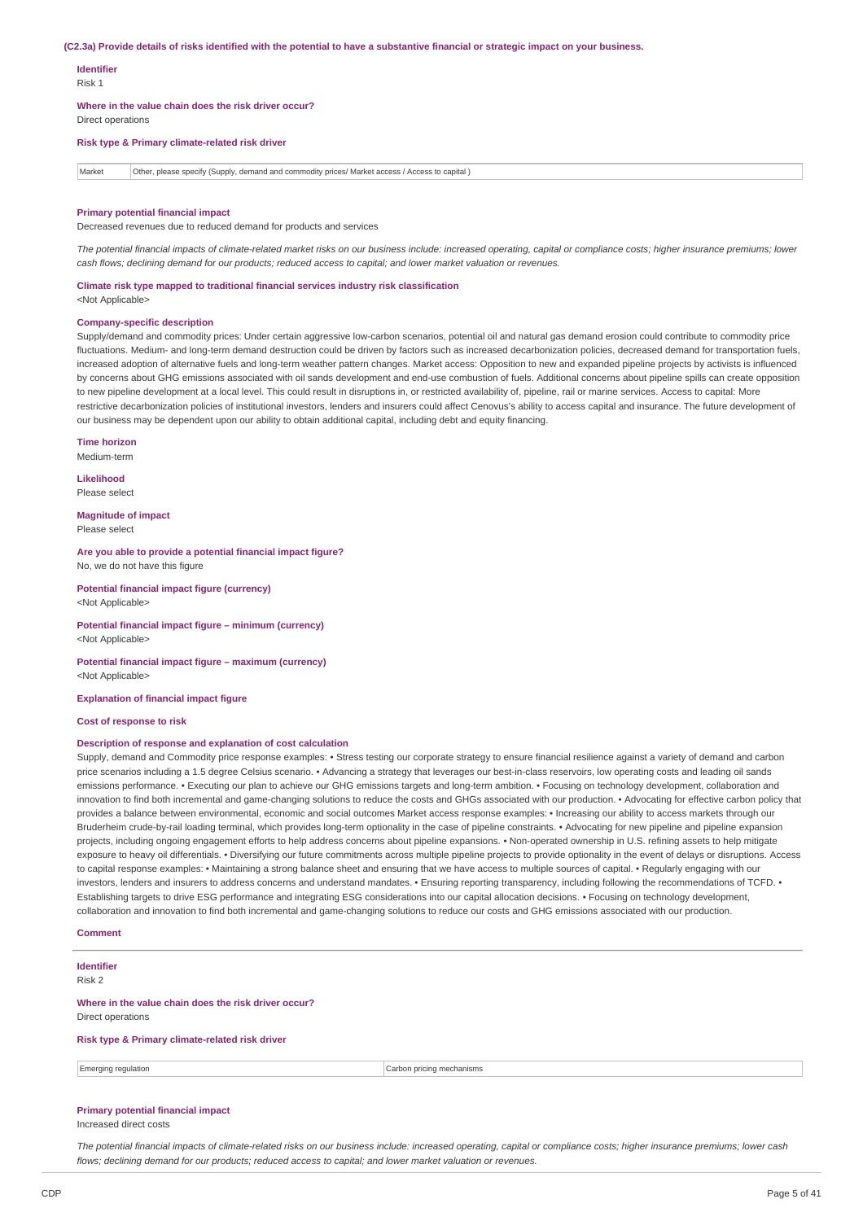**(C2.3a) Provide details of risks identified with the potential to have a substantive financial or strategic impact on your business.**

**Identifier**
Risk 1

**Where in the value chain does the risk driver occur?**
Direct operations

**Risk type & Primary climate-related risk driver**

| Market | Other, please specify (Supply, demand and commodity prices/ Market access / Access to capital ) |
|---|---|

**Primary potential financial impact**
Decreased revenues due to reduced demand for products and services

*The potential financial impacts of climate-related market risks on our business include: increased operating, capital or compliance costs; higher insurance premiums; lower cash flows; declining demand for our products; reduced access to capital; and lower market valuation or revenues.*

**Climate risk type mapped to traditional financial services industry risk classification**
<Not Applicable>

**Company-specific description**
Supply/demand and commodity prices: Under certain aggressive low-carbon scenarios, potential oil and natural gas demand erosion could contribute to commodity price fluctuations. Medium- and long-term demand destruction could be driven by factors such as increased decarbonization policies, decreased demand for transportation fuels, increased adoption of alternative fuels and long-term weather pattern changes. Market access: Opposition to new and expanded pipeline projects by activists is influenced by concerns about GHG emissions associated with oil sands development and end-use combustion of fuels. Additional concerns about pipeline spills can create opposition to new pipeline development at a local level. This could result in disruptions in, or restricted availability of, pipeline, rail or marine services. Access to capital: More restrictive decarbonization policies of institutional investors, lenders and insurers could affect Cenovus's ability to access capital and insurance. The future development of our business may be dependent upon our ability to obtain additional capital, including debt and equity financing.

**Time horizon**
Medium-term

**Likelihood**
Please select

**Magnitude of impact**
Please select

**Are you able to provide a potential financial impact figure?**
No, we do not have this figure

**Potential financial impact figure (currency)**
<Not Applicable>

**Potential financial impact figure – minimum (currency)**
<Not Applicable>

**Potential financial impact figure – maximum (currency)**
<Not Applicable>

**Explanation of financial impact figure**

**Cost of response to risk**

**Description of response and explanation of cost calculation**
Supply, demand and Commodity price response examples: • Stress testing our corporate strategy to ensure financial resilience against a variety of demand and carbon price scenarios including a 1.5 degree Celsius scenario. • Advancing a strategy that leverages our best-in-class reservoirs, low operating costs and leading oil sands emissions performance. • Executing our plan to achieve our GHG emissions targets and long-term ambition. • Focusing on technology development, collaboration and innovation to find both incremental and game-changing solutions to reduce the costs and GHGs associated with our production. • Advocating for effective carbon policy that provides a balance between environmental, economic and social outcomes Market access response examples: • Increasing our ability to access markets through our Bruderheim crude-by-rail loading terminal, which provides long-term optionality in the case of pipeline constraints. • Advocating for new pipeline and pipeline expansion projects, including ongoing engagement efforts to help address concerns about pipeline expansions. • Non-operated ownership in U.S. refining assets to help mitigate exposure to heavy oil differentials. • Diversifying our future commitments across multiple pipeline projects to provide optionality in the event of delays or disruptions. Access to capital response examples: • Maintaining a strong balance sheet and ensuring that we have access to multiple sources of capital. • Regularly engaging with our investors, lenders and insurers to address concerns and understand mandates. • Ensuring reporting transparency, including following the recommendations of TCFD. • Establishing targets to drive ESG performance and integrating ESG considerations into our capital allocation decisions. • Focusing on technology development, collaboration and innovation to find both incremental and game-changing solutions to reduce our costs and GHG emissions associated with our production.

**Comment**

---

**Identifier**
Risk 2

**Where in the value chain does the risk driver occur?**
Direct operations

**Risk type & Primary climate-related risk driver**

| Emerging regulation | Carbon pricing mechanisms |
|---|---|

**Primary potential financial impact**
Increased direct costs

*The potential financial impacts of climate-related risks on our business include: increased operating, capital or compliance costs; higher insurance premiums; lower cash flows; declining demand for our products; reduced access to capital; and lower market valuation or revenues.*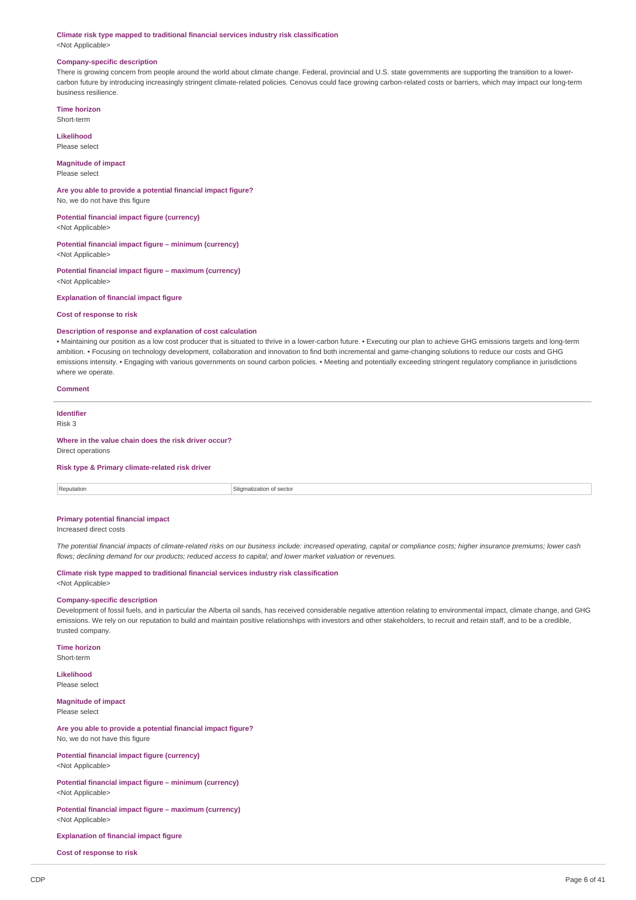**Climate risk type mapped to traditional financial services industry risk classification**

<Not Applicable>

**Company-specific description**

There is growing concern from people around the world about climate change. Federal, provincial and U.S. state governments are supporting the transition to a lower-carbon future by introducing increasingly stringent climate-related policies. Cenovus could face growing carbon-related costs or barriers, which may impact our long-term business resilience.

**Time horizon**

Short-term

**Likelihood**

Please select

**Magnitude of impact**

Please select

**Are you able to provide a potential financial impact figure?**

No, we do not have this figure

**Potential financial impact figure (currency)**

<Not Applicable>

**Potential financial impact figure – minimum (currency)**

<Not Applicable>

**Potential financial impact figure – maximum (currency)**

<Not Applicable>

**Explanation of financial impact figure**

**Cost of response to risk**

**Description of response and explanation of cost calculation**

• Maintaining our position as a low cost producer that is situated to thrive in a lower-carbon future. • Executing our plan to achieve GHG emissions targets and long-term ambition. • Focusing on technology development, collaboration and innovation to find both incremental and game-changing solutions to reduce our costs and GHG emissions intensity. • Engaging with various governments on sound carbon policies. • Meeting and potentially exceeding stringent regulatory compliance in jurisdictions where we operate.

**Comment**

---

**Identifier**

Risk 3

**Where in the value chain does the risk driver occur?**

Direct operations

**Risk type & Primary climate-related risk driver**

| Reputation | Stigmatization of sector |
|---|---|

**Primary potential financial impact**

Increased direct costs

*The potential financial impacts of climate-related risks on our business include: increased operating, capital or compliance costs; higher insurance premiums; lower cash flows; declining demand for our products; reduced access to capital; and lower market valuation or revenues.*

**Climate risk type mapped to traditional financial services industry risk classification**

<Not Applicable>

**Company-specific description**

Development of fossil fuels, and in particular the Alberta oil sands, has received considerable negative attention relating to environmental impact, climate change, and GHG emissions. We rely on our reputation to build and maintain positive relationships with investors and other stakeholders, to recruit and retain staff, and to be a credible, trusted company.

**Time horizon**

Short-term

**Likelihood**

Please select

**Magnitude of impact**

Please select

**Are you able to provide a potential financial impact figure?**

No, we do not have this figure

**Potential financial impact figure (currency)**

<Not Applicable>

**Potential financial impact figure – minimum (currency)**

<Not Applicable>

**Potential financial impact figure – maximum (currency)**

<Not Applicable>

**Explanation of financial impact figure**

**Cost of response to risk**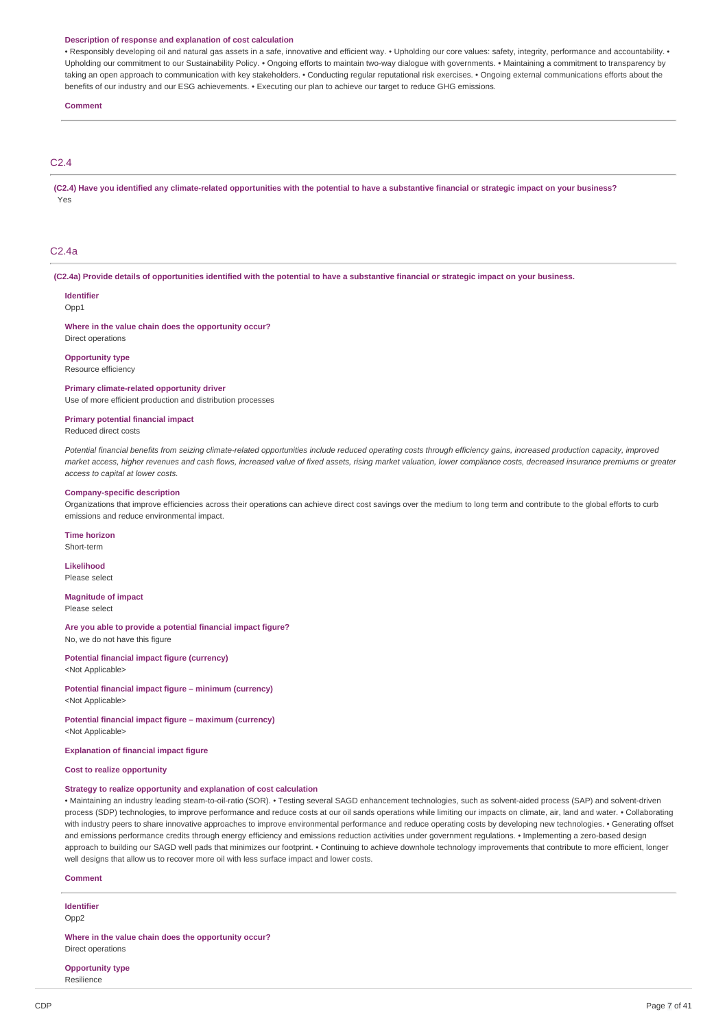**Description of response and explanation of cost calculation**

• Responsibly developing oil and natural gas assets in a safe, innovative and efficient way. • Upholding our core values: safety, integrity, performance and accountability. • Upholding our commitment to our Sustainability Policy. • Ongoing efforts to maintain two-way dialogue with governments. • Maintaining a commitment to transparency by taking an open approach to communication with key stakeholders. • Conducting regular reputational risk exercises. • Ongoing external communications efforts about the benefits of our industry and our ESG achievements. • Executing our plan to achieve our target to reduce GHG emissions.

**Comment**

## C2.4

**(C2.4) Have you identified any climate-related opportunities with the potential to have a substantive financial or strategic impact on your business?**

Yes

## C2.4a

**(C2.4a) Provide details of opportunities identified with the potential to have a substantive financial or strategic impact on your business.**

**Identifier**
Opp1

**Where in the value chain does the opportunity occur?**
Direct operations

**Opportunity type**
Resource efficiency

**Primary climate-related opportunity driver**
Use of more efficient production and distribution processes

**Primary potential financial impact**
Reduced direct costs

*Potential financial benefits from seizing climate-related opportunities include reduced operating costs through efficiency gains, increased production capacity, improved market access, higher revenues and cash flows, increased value of fixed assets, rising market valuation, lower compliance costs, decreased insurance premiums or greater access to capital at lower costs.*

**Company-specific description**
Organizations that improve efficiencies across their operations can achieve direct cost savings over the medium to long term and contribute to the global efforts to curb emissions and reduce environmental impact.

**Time horizon**
Short-term

**Likelihood**
Please select

**Magnitude of impact**
Please select

**Are you able to provide a potential financial impact figure?**
No, we do not have this figure

**Potential financial impact figure (currency)**
<Not Applicable>

**Potential financial impact figure – minimum (currency)**
<Not Applicable>

**Potential financial impact figure – maximum (currency)**
<Not Applicable>

**Explanation of financial impact figure**

**Cost to realize opportunity**

**Strategy to realize opportunity and explanation of cost calculation**
• Maintaining an industry leading steam-to-oil-ratio (SOR). • Testing several SAGD enhancement technologies, such as solvent-aided process (SAP) and solvent-driven process (SDP) technologies, to improve performance and reduce costs at our oil sands operations while limiting our impacts on climate, air, land and water. • Collaborating with industry peers to share innovative approaches to improve environmental performance and reduce operating costs by developing new technologies. • Generating offset and emissions performance credits through energy efficiency and emissions reduction activities under government regulations. • Implementing a zero-based design approach to building our SAGD well pads that minimizes our footprint. • Continuing to achieve downhole technology improvements that contribute to more efficient, longer well designs that allow us to recover more oil with less surface impact and lower costs.

**Comment**

**Identifier**
Opp2

**Where in the value chain does the opportunity occur?**
Direct operations

**Opportunity type**
Resilience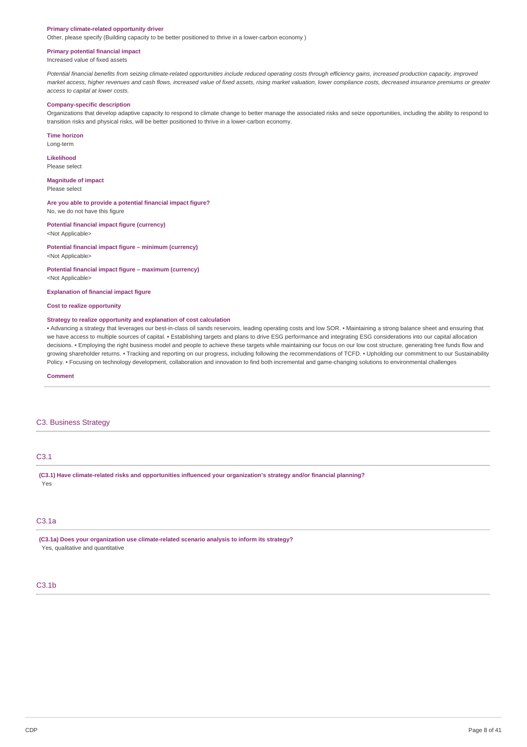**Primary climate-related opportunity driver**

Other, please specify (Building capacity to be better positioned to thrive in a lower-carbon economy )

**Primary potential financial impact**

Increased value of fixed assets

*Potential financial benefits from seizing climate-related opportunities include reduced operating costs through efficiency gains, increased production capacity, improved market access, higher revenues and cash flows, increased value of fixed assets, rising market valuation, lower compliance costs, decreased insurance premiums or greater access to capital at lower costs.*

**Company-specific description**

Organizations that develop adaptive capacity to respond to climate change to better manage the associated risks and seize opportunities, including the ability to respond to transition risks and physical risks, will be better positioned to thrive in a lower-carbon economy.

**Time horizon**

Long-term

**Likelihood**

Please select

**Magnitude of impact**

Please select

**Are you able to provide a potential financial impact figure?**

No, we do not have this figure

**Potential financial impact figure (currency)**

<Not Applicable>

**Potential financial impact figure – minimum (currency)**

<Not Applicable>

**Potential financial impact figure – maximum (currency)**

<Not Applicable>

**Explanation of financial impact figure**

**Cost to realize opportunity**

**Strategy to realize opportunity and explanation of cost calculation**

• Advancing a strategy that leverages our best-in-class oil sands reservoirs, leading operating costs and low SOR. • Maintaining a strong balance sheet and ensuring that we have access to multiple sources of capital. • Establishing targets and plans to drive ESG performance and integrating ESG considerations into our capital allocation decisions. • Employing the right business model and people to achieve these targets while maintaining our focus on our low cost structure, generating free funds flow and growing shareholder returns. • Tracking and reporting on our progress, including following the recommendations of TCFD. • Upholding our commitment to our Sustainability Policy. • Focusing on technology development, collaboration and innovation to find both incremental and game-changing solutions to environmental challenges

**Comment**

## C3. Business Strategy

### C3.1

**(C3.1) Have climate-related risks and opportunities influenced your organization's strategy and/or financial planning?**

Yes

### C3.1a

**(C3.1a) Does your organization use climate-related scenario analysis to inform its strategy?**

Yes, qualitative and quantitative

### C3.1b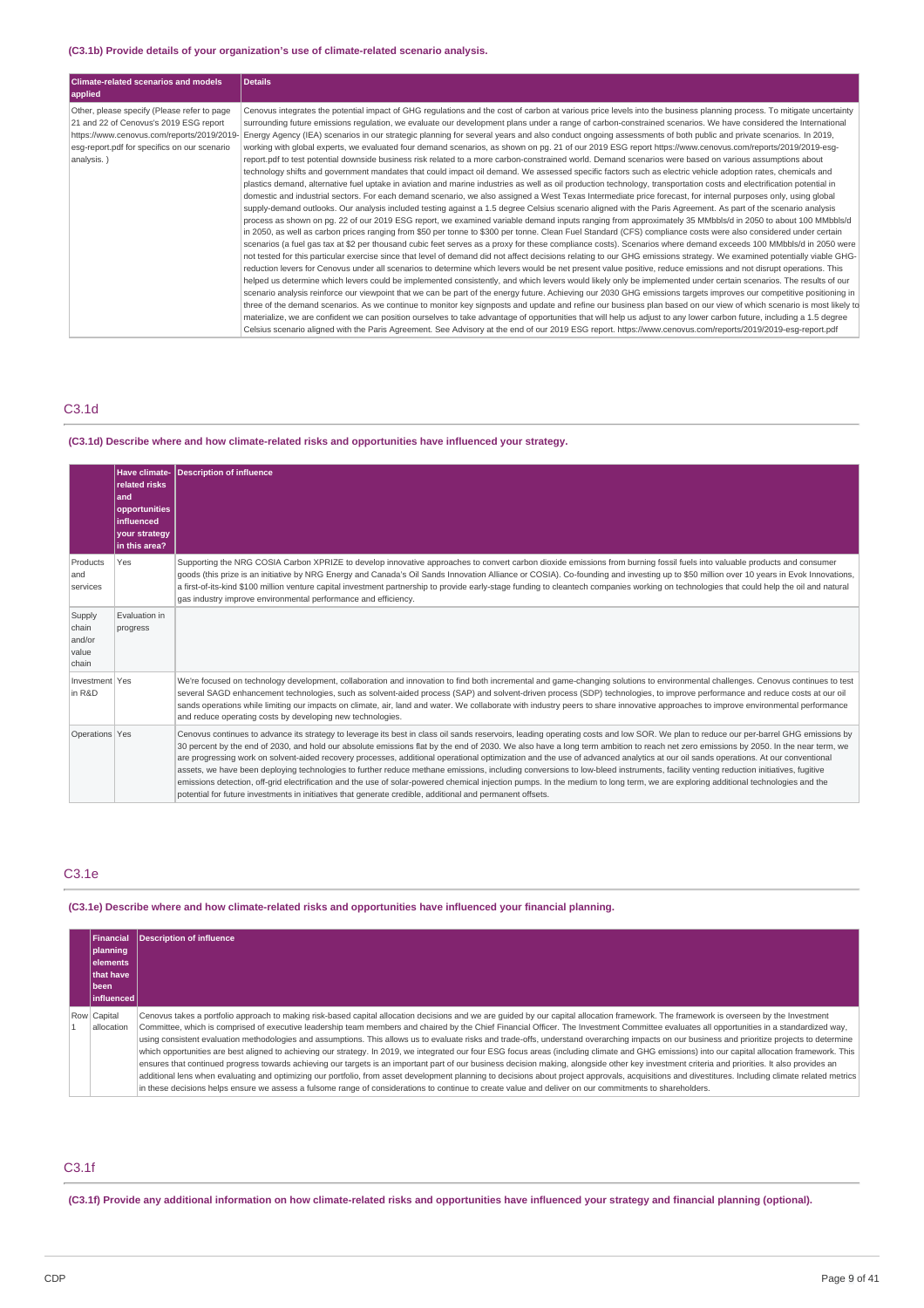**(C3.1b) Provide details of your organization's use of climate-related scenario analysis.**

| Climate-related scenarios and models applied | Details |
|---|---|
| Other, please specify (Please refer to page 21 and 22 of Cenovus's 2019 ESG report https://www.cenovus.com/reports/2019/2019-esg-report.pdf for specifics on our scenario analysis. ) | Cenovus integrates the potential impact of GHG regulations and the cost of carbon at various price levels into the business planning process. To mitigate uncertainty surrounding future emissions regulation, we evaluate our development plans under a range of carbon-constrained scenarios. We have considered the International Energy Agency (IEA) scenarios in our strategic planning for several years and also conduct ongoing assessments of both public and private scenarios. In 2019, working with global experts, we evaluated four demand scenarios, as shown on pg. 21 of our 2019 ESG report https://www.cenovus.com/reports/2019/2019-esg-report.pdf to test potential downside business risk related to a more carbon-constrained world. Demand scenarios were based on various assumptions about technology shifts and government mandates that could impact oil demand. We assessed specific factors such as electric vehicle adoption rates, chemicals and plastics demand, alternative fuel uptake in aviation and marine industries as well as oil production technology, transportation costs and electrification potential in domestic and industrial sectors. For each demand scenario, we also assigned a West Texas Intermediate price forecast, for internal purposes only, using global supply-demand outlooks. Our analysis included testing against a 1.5 degree Celsius scenario aligned with the Paris Agreement. As part of the scenario analysis process as shown on pg. 22 of our 2019 ESG report, we examined variable demand inputs ranging from approximately 35 MMbbls/d in 2050 to about 100 MMbbls/d in 2050, as well as carbon prices ranging from $50 per tonne to $300 per tonne. Clean Fuel Standard (CFS) compliance costs were also considered under certain scenarios (a fuel gas tax at $2 per thousand cubic feet serves as a proxy for these compliance costs). Scenarios where demand exceeds 100 MMbbls/d in 2050 were not tested for this particular exercise since that level of demand did not affect decisions relating to our GHG emissions strategy. We examined potentially viable GHG-reduction levers for Cenovus under all scenarios to determine which levers would be net present value positive, reduce emissions and not disrupt operations. This helped us determine which levers could be implemented consistently, and which levers would likely only be implemented under certain scenarios. The results of our scenario analysis reinforce our viewpoint that we can be part of the energy future. Achieving our 2030 GHG emissions targets improves our competitive positioning in three of the demand scenarios. As we continue to monitor key signposts and update and refine our business plan based on our view of which scenario is most likely to materialize, we are confident we can position ourselves to take advantage of opportunities that will help us adjust to any lower carbon future, including a 1.5 degree Celsius scenario aligned with the Paris Agreement. See Advisory at the end of our 2019 ESG report. https://www.cenovus.com/reports/2019/2019-esg-report.pdf |

## C3.1d

**(C3.1d) Describe where and how climate-related risks and opportunities have influenced your strategy.**

| | Have climate-related risks and opportunities influenced your strategy in this area? | Description of influence |
|---|---|---|
| Products and services | Yes | Supporting the NRG COSIA Carbon XPRIZE to develop innovative approaches to convert carbon dioxide emissions from burning fossil fuels into valuable products and consumer goods (this prize is an initiative by NRG Energy and Canada's Oil Sands Innovation Alliance or COSIA). Co-founding and investing up to $50 million over 10 years in Evok Innovations, a first-of-its-kind $100 million venture capital investment partnership to provide early-stage funding to cleantech companies working on technologies that could help the oil and natural gas industry improve environmental performance and efficiency. |
| Supply chain and/or value chain | Evaluation in progress | |
| Investment in R&D | Yes | We're focused on technology development, collaboration and innovation to find both incremental and game-changing solutions to environmental challenges. Cenovus continues to test several SAGD enhancement technologies, such as solvent-aided process (SAP) and solvent-driven process (SDP) technologies, to improve performance and reduce costs at our oil sands operations while limiting our impacts on climate, air, land and water. We collaborate with industry peers to share innovative approaches to improve environmental performance and reduce operating costs by developing new technologies. |
| Operations | Yes | Cenovus continues to advance its strategy to leverage its best in class oil sands reservoirs, leading operating costs and low SOR. We plan to reduce our per-barrel GHG emissions by 30 percent by the end of 2030, and hold our absolute emissions flat by the end of 2030. We also have a long term ambition to reach net zero emissions by 2050. In the near term, we are progressing work on solvent-aided recovery processes, additional operational optimization and the use of advanced analytics at our oil sands operations. At our conventional assets, we have been deploying technologies to further reduce methane emissions, including conversions to low-bleed instruments, facility venting reduction initiatives, fugitive emissions detection, off-grid electrification and the use of solar-powered chemical injection pumps. In the medium to long term, we are exploring additional technologies and the potential for future investments in initiatives that generate credible, additional and permanent offsets. |

## C3.1e

**(C3.1e) Describe where and how climate-related risks and opportunities have influenced your financial planning.**

| | Financial planning elements that have been influenced | Description of influence |
|---|---|---|
| Row 1 | Capital allocation | Cenovus takes a portfolio approach to making risk-based capital allocation decisions and we are guided by our capital allocation framework. The framework is overseen by the Investment Committee, which is comprised of executive leadership team members and chaired by the Chief Financial Officer. The Investment Committee evaluates all opportunities in a standardized way, using consistent evaluation methodologies and assumptions. This allows us to evaluate risks and trade-offs, understand overarching impacts on our business and prioritize projects to determine which opportunities are best aligned to achieving our strategy. In 2019, we integrated our four ESG focus areas (including climate and GHG emissions) into our capital allocation framework. This ensures that continued progress towards achieving our targets is an important part of our business decision making, alongside other key investment criteria and priorities. It also provides an additional lens when evaluating and optimizing our portfolio, from asset development planning to decisions about project approvals, acquisitions and divestitures. Including climate related metrics in these decisions helps ensure we assess a fulsome range of considerations to continue to create value and deliver on our commitments to shareholders. |

## C3.1f

**(C3.1f) Provide any additional information on how climate-related risks and opportunities have influenced your strategy and financial planning (optional).**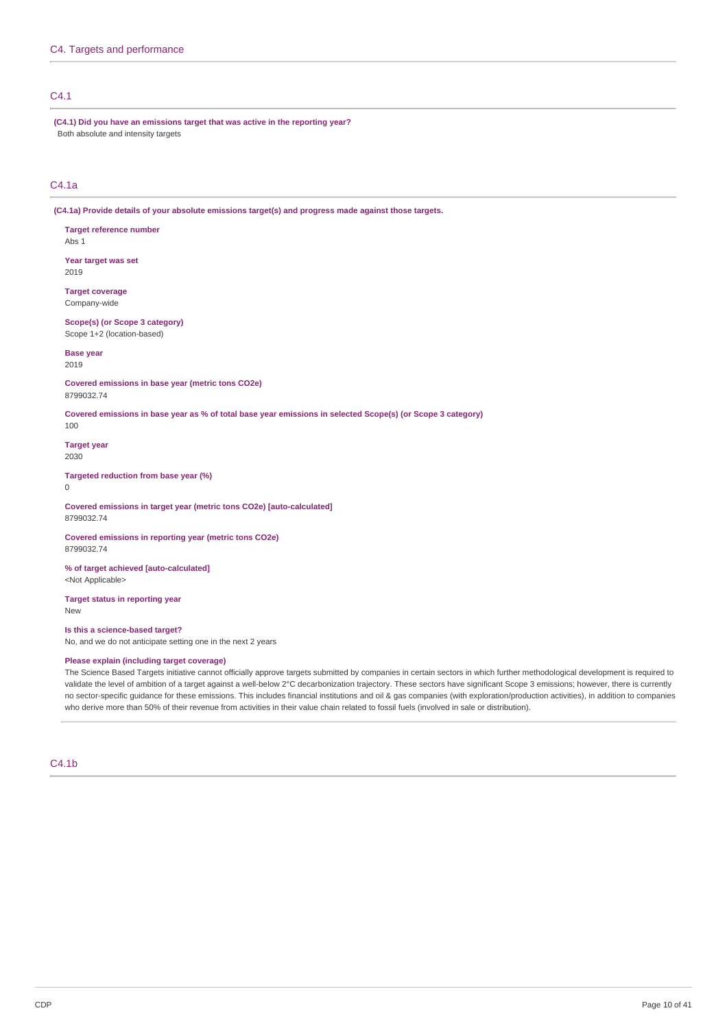## C4. Targets and performance

### C4.1

**(C4.1) Did you have an emissions target that was active in the reporting year?**

Both absolute and intensity targets

### C4.1a

**(C4.1a) Provide details of your absolute emissions target(s) and progress made against those targets.**

**Target reference number**
Abs 1

**Year target was set**
2019

**Target coverage**
Company-wide

**Scope(s) (or Scope 3 category)**
Scope 1+2 (location-based)

**Base year**
2019

**Covered emissions in base year (metric tons CO2e)**
8799032.74

**Covered emissions in base year as % of total base year emissions in selected Scope(s) (or Scope 3 category)**
100

**Target year**
2030

**Targeted reduction from base year (%)**
0

**Covered emissions in target year (metric tons CO2e) [auto-calculated]**
8799032.74

**Covered emissions in reporting year (metric tons CO2e)**
8799032.74

**% of target achieved [auto-calculated]**
<Not Applicable>

**Target status in reporting year**
New

**Is this a science-based target?**
No, and we do not anticipate setting one in the next 2 years

**Please explain (including target coverage)**
The Science Based Targets initiative cannot officially approve targets submitted by companies in certain sectors in which further methodological development is required to validate the level of ambition of a target against a well-below 2°C decarbonization trajectory. These sectors have significant Scope 3 emissions; however, there is currently no sector-specific guidance for these emissions. This includes financial institutions and oil & gas companies (with exploration/production activities), in addition to companies who derive more than 50% of their revenue from activities in their value chain related to fossil fuels (involved in sale or distribution).

### C4.1b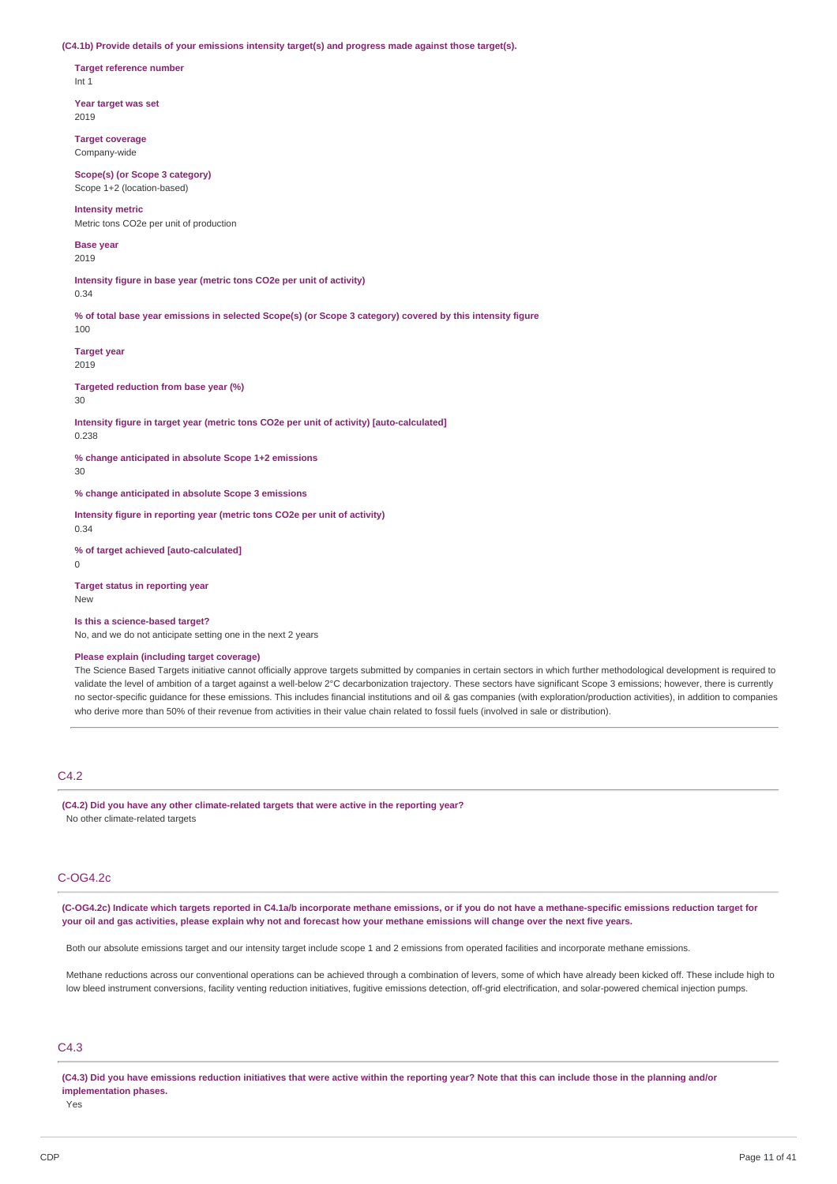**(C4.1b) Provide details of your emissions intensity target(s) and progress made against those target(s).**

**Target reference number**
Int 1

**Year target was set**
2019

**Target coverage**
Company-wide

**Scope(s) (or Scope 3 category)**
Scope 1+2 (location-based)

**Intensity metric**
Metric tons CO2e per unit of production

**Base year**
2019

**Intensity figure in base year (metric tons CO2e per unit of activity)**
0.34

**% of total base year emissions in selected Scope(s) (or Scope 3 category) covered by this intensity figure**
100

**Target year**
2019

**Targeted reduction from base year (%)**
30

**Intensity figure in target year (metric tons CO2e per unit of activity) [auto-calculated]**
0.238

**% change anticipated in absolute Scope 1+2 emissions**
30

**% change anticipated in absolute Scope 3 emissions**

**Intensity figure in reporting year (metric tons CO2e per unit of activity)**
0.34

**% of target achieved [auto-calculated]**
0

**Target status in reporting year**
New

**Is this a science-based target?**
No, and we do not anticipate setting one in the next 2 years

**Please explain (including target coverage)**
The Science Based Targets initiative cannot officially approve targets submitted by companies in certain sectors in which further methodological development is required to validate the level of ambition of a target against a well-below 2°C decarbonization trajectory. These sectors have significant Scope 3 emissions; however, there is currently no sector-specific guidance for these emissions. This includes financial institutions and oil & gas companies (with exploration/production activities), in addition to companies who derive more than 50% of their revenue from activities in their value chain related to fossil fuels (involved in sale or distribution).

## C4.2

**(C4.2) Did you have any other climate-related targets that were active in the reporting year?**
No other climate-related targets

## C-OG4.2c

**(C-OG4.2c) Indicate which targets reported in C4.1a/b incorporate methane emissions, or if you do not have a methane-specific emissions reduction target for your oil and gas activities, please explain why not and forecast how your methane emissions will change over the next five years.**

Both our absolute emissions target and our intensity target include scope 1 and 2 emissions from operated facilities and incorporate methane emissions.

Methane reductions across our conventional operations can be achieved through a combination of levers, some of which have already been kicked off. These include high to low bleed instrument conversions, facility venting reduction initiatives, fugitive emissions detection, off-grid electrification, and solar-powered chemical injection pumps.

## C4.3

**(C4.3) Did you have emissions reduction initiatives that were active within the reporting year? Note that this can include those in the planning and/or implementation phases.**
Yes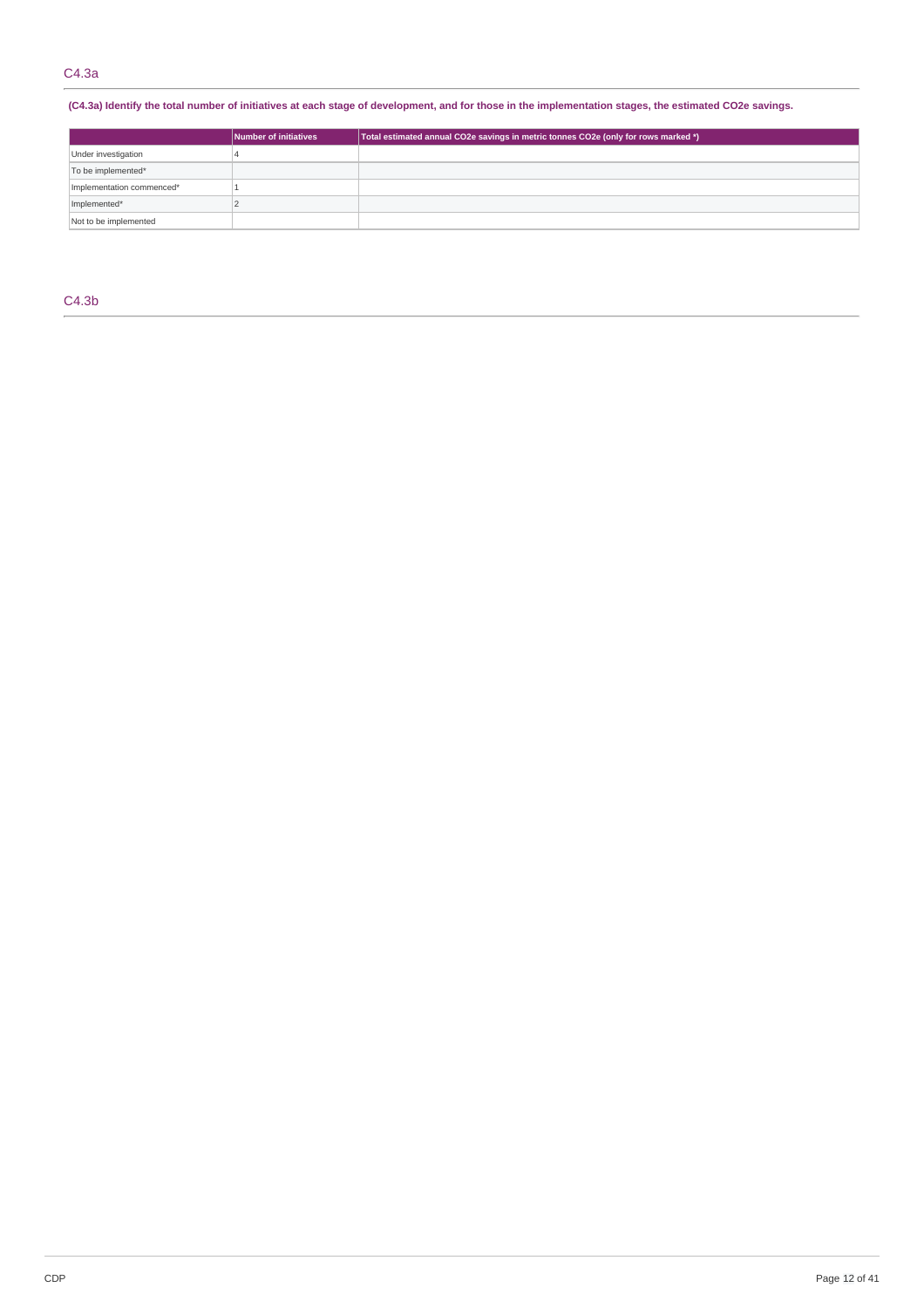## C4.3a

**(C4.3a) Identify the total number of initiatives at each stage of development, and for those in the implementation stages, the estimated CO2e savings.**

| | Number of initiatives | Total estimated annual CO2e savings in metric tonnes CO2e (only for rows marked *) |
|---|---|---|
| Under investigation | 4 | |
| To be implemented* | | |
| Implementation commenced* | 1 | |
| Implemented* | 2 | |
| Not to be implemented | | |

## C4.3b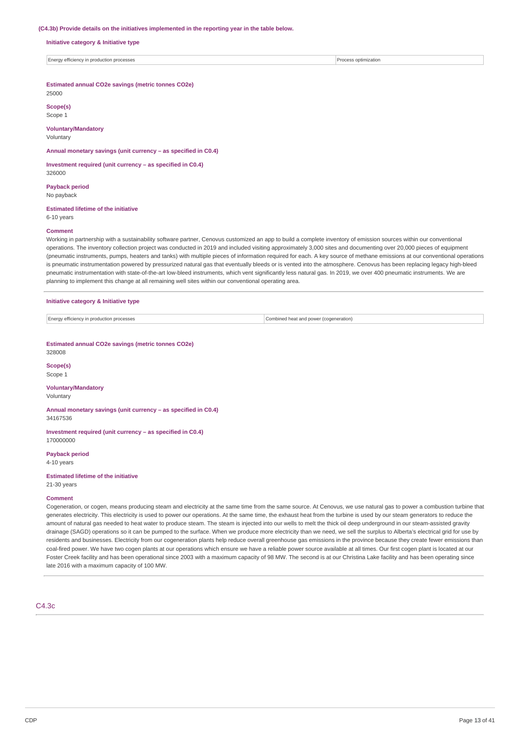**(C4.3b) Provide details on the initiatives implemented in the reporting year in the table below.**

**Initiative category & Initiative type**

| | |
|---|---|
| Energy efficiency in production processes | Process optimization |

**Estimated annual CO2e savings (metric tonnes CO2e)**
25000

**Scope(s)**
Scope 1

**Voluntary/Mandatory**
Voluntary

**Annual monetary savings (unit currency – as specified in C0.4)**

**Investment required (unit currency – as specified in C0.4)**
326000

**Payback period**
No payback

**Estimated lifetime of the initiative**
6-10 years

**Comment**
Working in partnership with a sustainability software partner, Cenovus customized an app to build a complete inventory of emission sources within our conventional operations. The inventory collection project was conducted in 2019 and included visiting approximately 3,000 sites and documenting over 20,000 pieces of equipment (pneumatic instruments, pumps, heaters and tanks) with multiple pieces of information required for each. A key source of methane emissions at our conventional operations is pneumatic instrumentation powered by pressurized natural gas that eventually bleeds or is vented into the atmosphere. Cenovus has been replacing legacy high-bleed pneumatic instrumentation with state-of-the-art low-bleed instruments, which vent significantly less natural gas. In 2019, we over 400 pneumatic instruments. We are planning to implement this change at all remaining well sites within our conventional operating area.

**Initiative category & Initiative type**

| | |
|---|---|
| Energy efficiency in production processes | Combined heat and power (cogeneration) |

**Estimated annual CO2e savings (metric tonnes CO2e)**
328008

**Scope(s)**
Scope 1

**Voluntary/Mandatory**
Voluntary

**Annual monetary savings (unit currency – as specified in C0.4)**
34167536

**Investment required (unit currency – as specified in C0.4)**
170000000

**Payback period**
4-10 years

**Estimated lifetime of the initiative**
21-30 years

**Comment**
Cogeneration, or cogen, means producing steam and electricity at the same time from the same source. At Cenovus, we use natural gas to power a combustion turbine that generates electricity. This electricity is used to power our operations. At the same time, the exhaust heat from the turbine is used by our steam generators to reduce the amount of natural gas needed to heat water to produce steam. The steam is injected into our wells to melt the thick oil deep underground in our steam-assisted gravity drainage (SAGD) operations so it can be pumped to the surface. When we produce more electricity than we need, we sell the surplus to Alberta's electrical grid for use by residents and businesses. Electricity from our cogeneration plants help reduce overall greenhouse gas emissions in the province because they create fewer emissions than coal-fired power. We have two cogen plants at our operations which ensure we have a reliable power source available at all times. Our first cogen plant is located at our Foster Creek facility and has been operational since 2003 with a maximum capacity of 98 MW. The second is at our Christina Lake facility and has been operating since late 2016 with a maximum capacity of 100 MW.

## C4.3c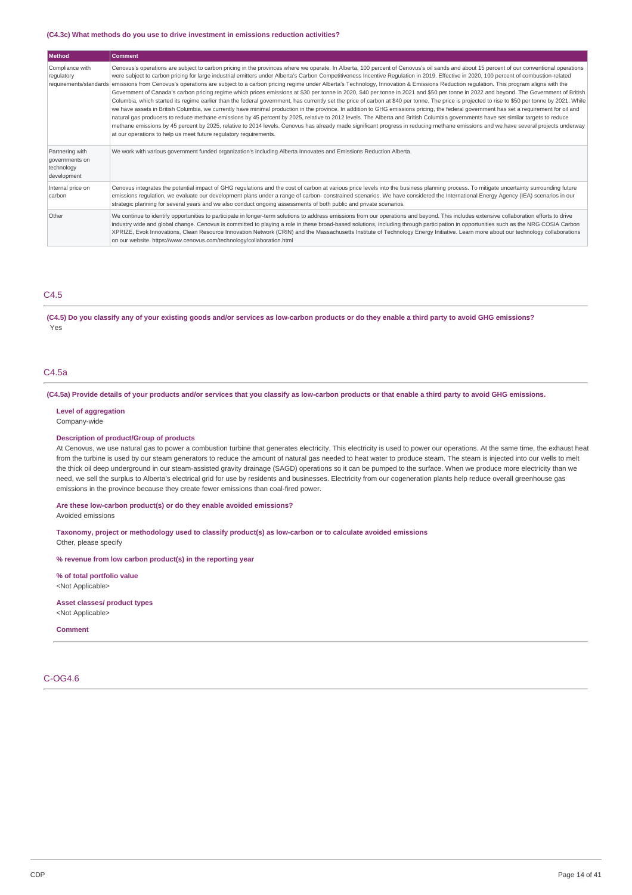**(C4.3c) What methods do you use to drive investment in emissions reduction activities?**

| Method | Comment |
|---|---|
| Compliance with regulatory requirements/standards | Cenovus's operations are subject to carbon pricing in the provinces where we operate. In Alberta, 100 percent of Cenovus's oil sands and about 15 percent of our conventional operations were subject to carbon pricing for large industrial emitters under Alberta's Carbon Competitiveness Incentive Regulation in 2019. Effective in 2020, 100 percent of combustion-related emissions from Cenovus's operations are subject to a carbon pricing regime under Alberta's Technology, Innovation & Emissions Reduction regulation. This program aligns with the Government of Canada's carbon pricing regime which prices emissions at $30 per tonne in 2020, $40 per tonne in 2021 and $50 per tonne in 2022 and beyond. The Government of British Columbia, which started its regime earlier than the federal government, has currently set the price of carbon at $40 per tonne. The price is projected to rise to $50 per tonne by 2021. While we have assets in British Columbia, we currently have minimal production in the province. In addition to GHG emissions pricing, the federal government has set a requirement for oil and natural gas producers to reduce methane emissions by 45 percent by 2025, relative to 2012 levels. The Alberta and British Columbia governments have set similar targets to reduce methane emissions by 45 percent by 2025, relative to 2014 levels. Cenovus has already made significant progress in reducing methane emissions and we have several projects underway at our operations to help us meet future regulatory requirements. |
| Partnering with governments on technology development | We work with various government funded organization's including Alberta Innovates and Emissions Reduction Alberta. |
| Internal price on carbon | Cenovus integrates the potential impact of GHG regulations and the cost of carbon at various price levels into the business planning process. To mitigate uncertainty surrounding future emissions regulation, we evaluate our development plans under a range of carbon- constrained scenarios. We have considered the International Energy Agency (IEA) scenarios in our strategic planning for several years and we also conduct ongoing assessments of both public and private scenarios. |
| Other | We continue to identify opportunities to participate in longer-term solutions to address emissions from our operations and beyond. This includes extensive collaboration efforts to drive industry wide and global change. Cenovus is committed to playing a role in these broad-based solutions, including through participation in opportunities such as the NRG COSIA Carbon XPRIZE, Evok Innovations, Clean Resource Innovation Network (CRIN) and the Massachusetts Institute of Technology Energy Initiative. Learn more about our technology collaborations on our website. https://www.cenovus.com/technology/collaboration.html |

## C4.5

**(C4.5) Do you classify any of your existing goods and/or services as low-carbon products or do they enable a third party to avoid GHG emissions?**

Yes

## C4.5a

**(C4.5a) Provide details of your products and/or services that you classify as low-carbon products or that enable a third party to avoid GHG emissions.**

**Level of aggregation**

Company-wide

**Description of product/Group of products**

At Cenovus, we use natural gas to power a combustion turbine that generates electricity. This electricity is used to power our operations. At the same time, the exhaust heat from the turbine is used by our steam generators to reduce the amount of natural gas needed to heat water to produce steam. The steam is injected into our wells to melt the thick oil deep underground in our steam-assisted gravity drainage (SAGD) operations so it can be pumped to the surface. When we produce more electricity than we need, we sell the surplus to Alberta's electrical grid for use by residents and businesses. Electricity from our cogeneration plants help reduce overall greenhouse gas emissions in the province because they create fewer emissions than coal-fired power.

**Are these low-carbon product(s) or do they enable avoided emissions?**

Avoided emissions

**Taxonomy, project or methodology used to classify product(s) as low-carbon or to calculate avoided emissions**

Other, please specify

**% revenue from low carbon product(s) in the reporting year**

**% of total portfolio value**

<Not Applicable>

**Asset classes/ product types**

<Not Applicable>

**Comment**

## C-OG4.6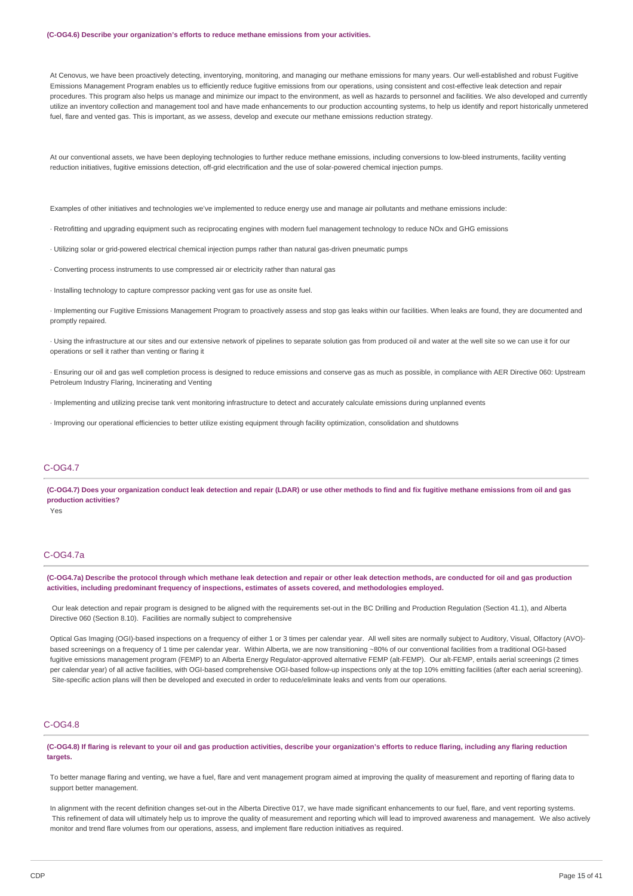**(C-OG4.6) Describe your organization's efforts to reduce methane emissions from your activities.**

At Cenovus, we have been proactively detecting, inventorying, monitoring, and managing our methane emissions for many years. Our well-established and robust Fugitive Emissions Management Program enables us to efficiently reduce fugitive emissions from our operations, using consistent and cost-effective leak detection and repair procedures. This program also helps us manage and minimize our impact to the environment, as well as hazards to personnel and facilities. We also developed and currently utilize an inventory collection and management tool and have made enhancements to our production accounting systems, to help us identify and report historically unmetered fuel, flare and vented gas. This is important, as we assess, develop and execute our methane emissions reduction strategy.

At our conventional assets, we have been deploying technologies to further reduce methane emissions, including conversions to low-bleed instruments, facility venting reduction initiatives, fugitive emissions detection, off-grid electrification and the use of solar-powered chemical injection pumps.

Examples of other initiatives and technologies we've implemented to reduce energy use and manage air pollutants and methane emissions include:

· Retrofitting and upgrading equipment such as reciprocating engines with modern fuel management technology to reduce NOx and GHG emissions

· Utilizing solar or grid-powered electrical chemical injection pumps rather than natural gas-driven pneumatic pumps

· Converting process instruments to use compressed air or electricity rather than natural gas

· Installing technology to capture compressor packing vent gas for use as onsite fuel.

· Implementing our Fugitive Emissions Management Program to proactively assess and stop gas leaks within our facilities. When leaks are found, they are documented and promptly repaired.

· Using the infrastructure at our sites and our extensive network of pipelines to separate solution gas from produced oil and water at the well site so we can use it for our operations or sell it rather than venting or flaring it

· Ensuring our oil and gas well completion process is designed to reduce emissions and conserve gas as much as possible, in compliance with AER Directive 060: Upstream Petroleum Industry Flaring, Incinerating and Venting

· Implementing and utilizing precise tank vent monitoring infrastructure to detect and accurately calculate emissions during unplanned events

· Improving our operational efficiencies to better utilize existing equipment through facility optimization, consolidation and shutdowns

## C-OG4.7

**(C-OG4.7) Does your organization conduct leak detection and repair (LDAR) or use other methods to find and fix fugitive methane emissions from oil and gas production activities?**

Yes

## C-OG4.7a

**(C-OG4.7a) Describe the protocol through which methane leak detection and repair or other leak detection methods, are conducted for oil and gas production activities, including predominant frequency of inspections, estimates of assets covered, and methodologies employed.**

Our leak detection and repair program is designed to be aligned with the requirements set-out in the BC Drilling and Production Regulation (Section 41.1), and Alberta Directive 060 (Section 8.10). Facilities are normally subject to comprehensive

Optical Gas Imaging (OGI)-based inspections on a frequency of either 1 or 3 times per calendar year. All well sites are normally subject to Auditory, Visual, Olfactory (AVO)-based screenings on a frequency of 1 time per calendar year. Within Alberta, we are now transitioning ~80% of our conventional facilities from a traditional OGI-based fugitive emissions management program (FEMP) to an Alberta Energy Regulator-approved alternative FEMP (alt-FEMP). Our alt-FEMP, entails aerial screenings (2 times per calendar year) of all active facilities, with OGI-based comprehensive OGI-based follow-up inspections only at the top 10% emitting facilities (after each aerial screening). Site-specific action plans will then be developed and executed in order to reduce/eliminate leaks and vents from our operations.

## C-OG4.8

**(C-OG4.8) If flaring is relevant to your oil and gas production activities, describe your organization's efforts to reduce flaring, including any flaring reduction targets.**

To better manage flaring and venting, we have a fuel, flare and vent management program aimed at improving the quality of measurement and reporting of flaring data to support better management.

In alignment with the recent definition changes set-out in the Alberta Directive 017, we have made significant enhancements to our fuel, flare, and vent reporting systems. This refinement of data will ultimately help us to improve the quality of measurement and reporting which will lead to improved awareness and management. We also actively monitor and trend flare volumes from our operations, assess, and implement flare reduction initiatives as required.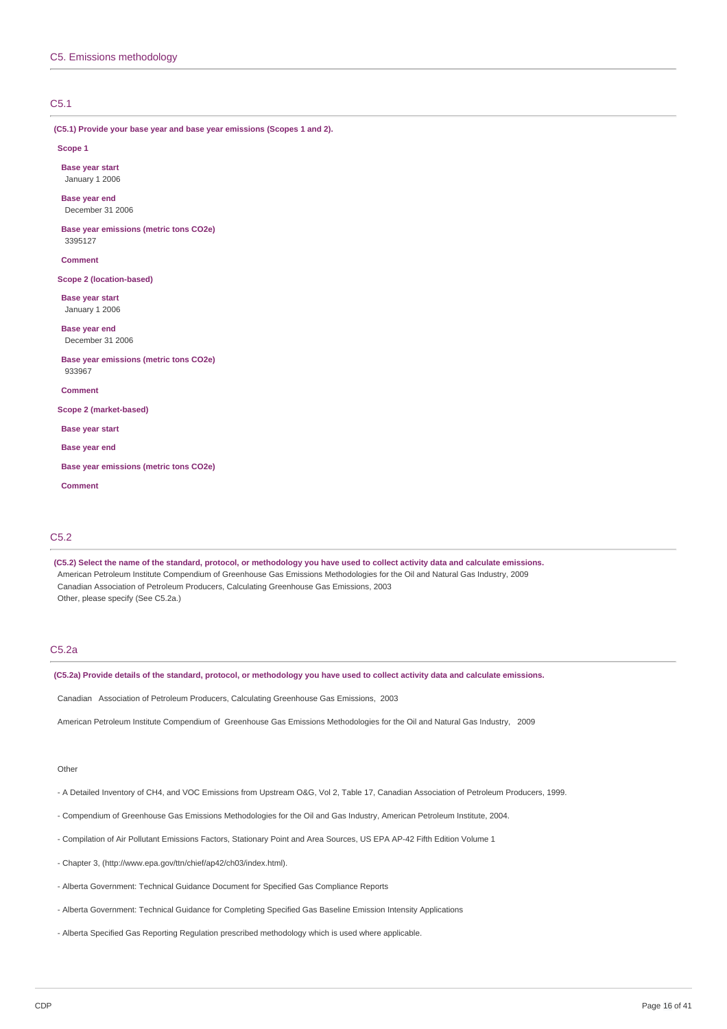## C5. Emissions methodology

### C5.1

**(C5.1) Provide your base year and base year emissions (Scopes 1 and 2).**

**Scope 1**

**Base year start**
January 1 2006

**Base year end**
December 31 2006

**Base year emissions (metric tons CO2e)**
3395127

**Comment**

**Scope 2 (location-based)**

**Base year start**
January 1 2006

**Base year end**
December 31 2006

**Base year emissions (metric tons CO2e)**
933967

**Comment**

**Scope 2 (market-based)**

**Base year start**

**Base year end**

**Base year emissions (metric tons CO2e)**

**Comment**

### C5.2

**(C5.2) Select the name of the standard, protocol, or methodology you have used to collect activity data and calculate emissions.**

American Petroleum Institute Compendium of Greenhouse Gas Emissions Methodologies for the Oil and Natural Gas Industry, 2009
Canadian Association of Petroleum Producers, Calculating Greenhouse Gas Emissions, 2003
Other, please specify (See C5.2a.)

### C5.2a

**(C5.2a) Provide details of the standard, protocol, or methodology you have used to collect activity data and calculate emissions.**

Canadian Association of Petroleum Producers, Calculating Greenhouse Gas Emissions, 2003

American Petroleum Institute Compendium of Greenhouse Gas Emissions Methodologies for the Oil and Natural Gas Industry, 2009

Other

- A Detailed Inventory of CH4, and VOC Emissions from Upstream O&G, Vol 2, Table 17, Canadian Association of Petroleum Producers, 1999.

- Compendium of Greenhouse Gas Emissions Methodologies for the Oil and Gas Industry, American Petroleum Institute, 2004.

- Compilation of Air Pollutant Emissions Factors, Stationary Point and Area Sources, US EPA AP-42 Fifth Edition Volume 1

- Chapter 3, (http://www.epa.gov/ttn/chief/ap42/ch03/index.html).

- Alberta Government: Technical Guidance Document for Specified Gas Compliance Reports

- Alberta Government: Technical Guidance for Completing Specified Gas Baseline Emission Intensity Applications

- Alberta Specified Gas Reporting Regulation prescribed methodology which is used where applicable.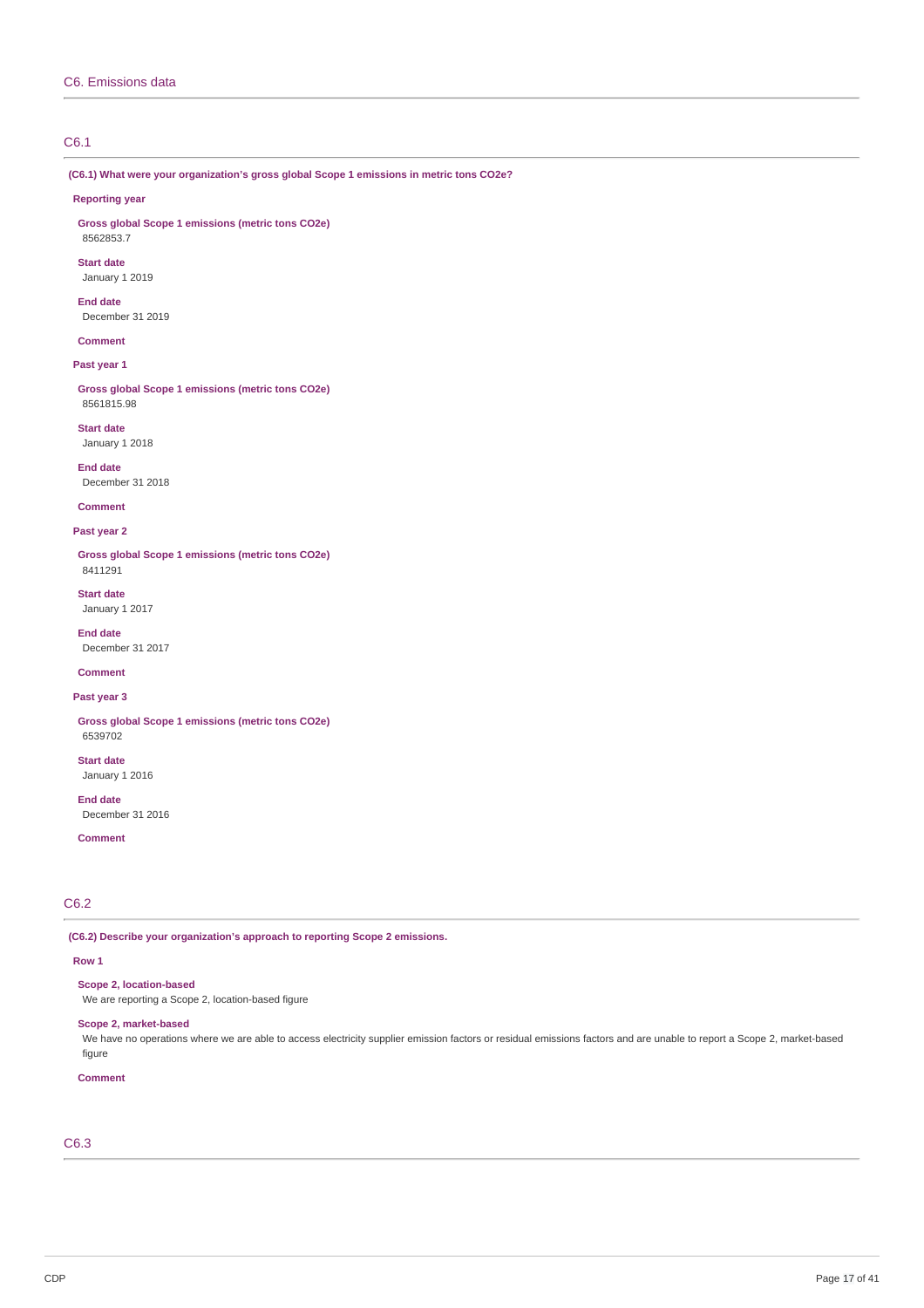# C6. Emissions data

## C6.1

**(C6.1) What were your organization's gross global Scope 1 emissions in metric tons CO2e?**

**Reporting year**

**Gross global Scope 1 emissions (metric tons CO2e)**
8562853.7

**Start date**
January 1 2019

**End date**
December 31 2019

**Comment**

**Past year 1**

**Gross global Scope 1 emissions (metric tons CO2e)**
8561815.98

**Start date**
January 1 2018

**End date**
December 31 2018

**Comment**

**Past year 2**

**Gross global Scope 1 emissions (metric tons CO2e)**
8411291

**Start date**
January 1 2017

**End date**
December 31 2017

**Comment**

**Past year 3**

**Gross global Scope 1 emissions (metric tons CO2e)**
6539702

**Start date**
January 1 2016

**End date**
December 31 2016

**Comment**

## C6.2

**(C6.2) Describe your organization's approach to reporting Scope 2 emissions.**

**Row 1**

**Scope 2, location-based**
We are reporting a Scope 2, location-based figure

**Scope 2, market-based**
We have no operations where we are able to access electricity supplier emission factors or residual emissions factors and are unable to report a Scope 2, market-based figure

**Comment**

## C6.3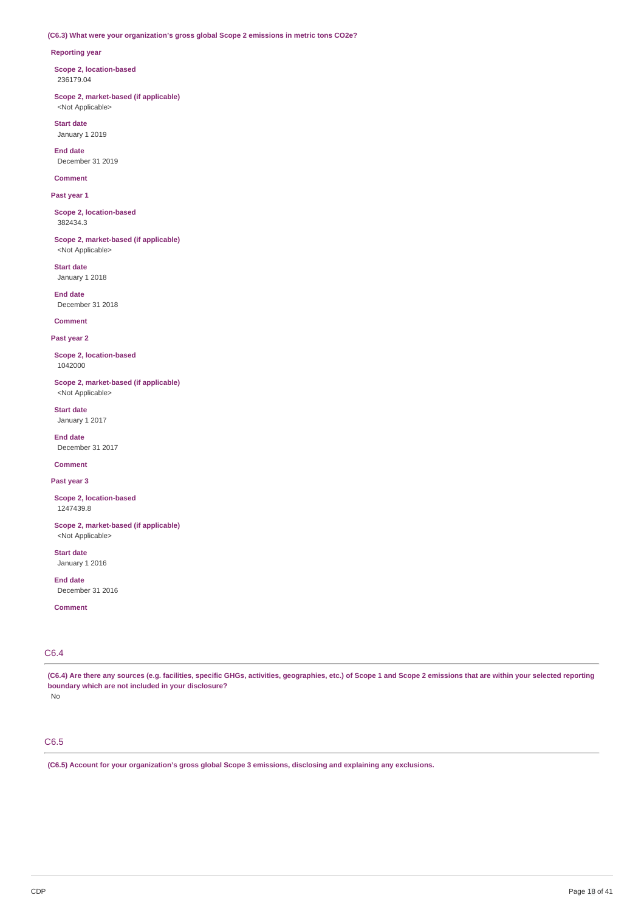**(C6.3) What were your organization's gross global Scope 2 emissions in metric tons CO2e?**

**Reporting year**

**Scope 2, location-based**
236179.04

**Scope 2, market-based (if applicable)**
<Not Applicable>

**Start date**
January 1 2019

**End date**
December 31 2019

**Comment**

**Past year 1**

**Scope 2, location-based**
382434.3

**Scope 2, market-based (if applicable)**
<Not Applicable>

**Start date**
January 1 2018

**End date**
December 31 2018

**Comment**

**Past year 2**

**Scope 2, location-based**
1042000

**Scope 2, market-based (if applicable)**
<Not Applicable>

**Start date**
January 1 2017

**End date**
December 31 2017

**Comment**

**Past year 3**

**Scope 2, location-based**
1247439.8

**Scope 2, market-based (if applicable)**
<Not Applicable>

**Start date**
January 1 2016

**End date**
December 31 2016

**Comment**

## C6.4

**(C6.4) Are there any sources (e.g. facilities, specific GHGs, activities, geographies, etc.) of Scope 1 and Scope 2 emissions that are within your selected reporting boundary which are not included in your disclosure?**

No

## C6.5

**(C6.5) Account for your organization's gross global Scope 3 emissions, disclosing and explaining any exclusions.**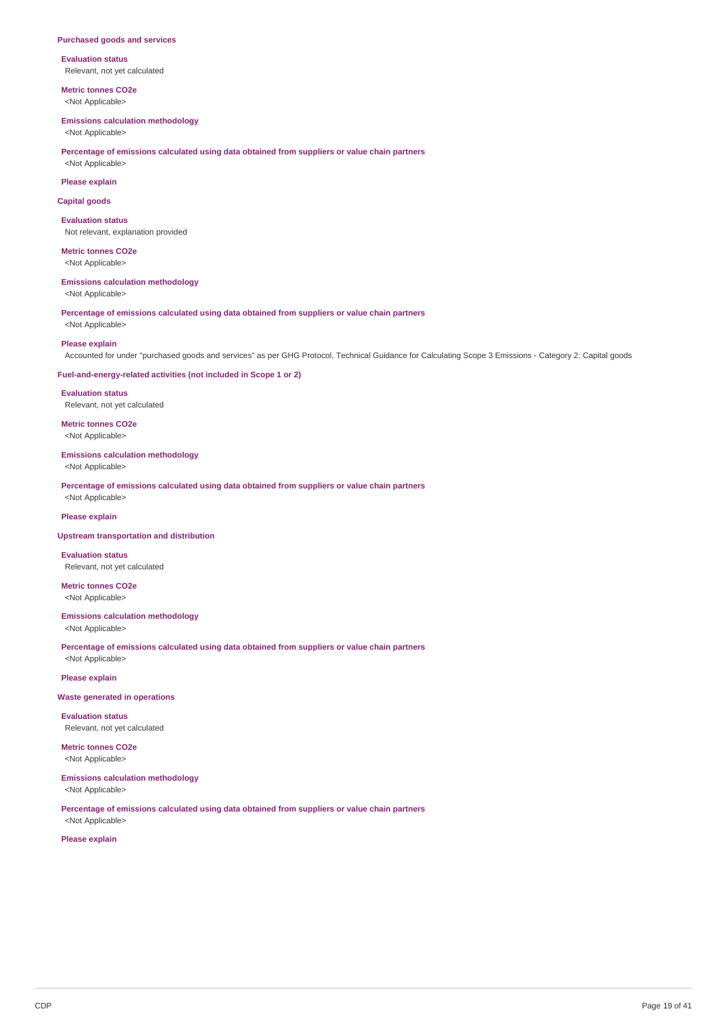### Purchased goods and services

**Evaluation status**
Relevant, not yet calculated

**Metric tonnes CO2e**
<Not Applicable>

**Emissions calculation methodology**
<Not Applicable>

**Percentage of emissions calculated using data obtained from suppliers or value chain partners**
<Not Applicable>

**Please explain**

### Capital goods

**Evaluation status**
Not relevant, explanation provided

**Metric tonnes CO2e**
<Not Applicable>

**Emissions calculation methodology**
<Not Applicable>

**Percentage of emissions calculated using data obtained from suppliers or value chain partners**
<Not Applicable>

**Please explain**
Accounted for under "purchased goods and services" as per GHG Protocol, Technical Guidance for Calculating Scope 3 Emissions - Category 2: Capital goods

### Fuel-and-energy-related activities (not included in Scope 1 or 2)

**Evaluation status**
Relevant, not yet calculated

**Metric tonnes CO2e**
<Not Applicable>

**Emissions calculation methodology**
<Not Applicable>

**Percentage of emissions calculated using data obtained from suppliers or value chain partners**
<Not Applicable>

**Please explain**

### Upstream transportation and distribution

**Evaluation status**
Relevant, not yet calculated

**Metric tonnes CO2e**
<Not Applicable>

**Emissions calculation methodology**
<Not Applicable>

**Percentage of emissions calculated using data obtained from suppliers or value chain partners**
<Not Applicable>

**Please explain**

### Waste generated in operations

**Evaluation status**
Relevant, not yet calculated

**Metric tonnes CO2e**
<Not Applicable>

**Emissions calculation methodology**
<Not Applicable>

**Percentage of emissions calculated using data obtained from suppliers or value chain partners**
<Not Applicable>

**Please explain**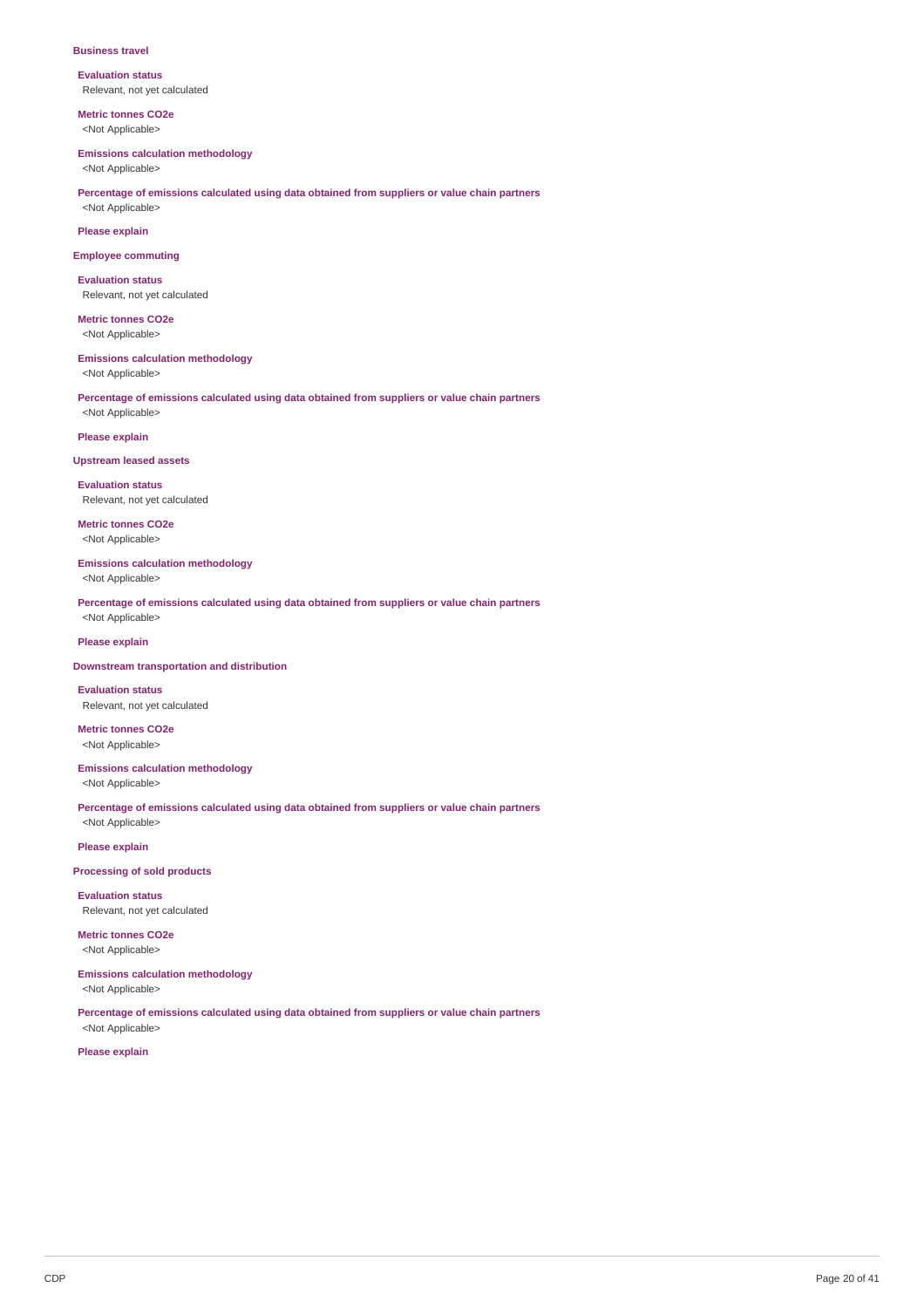### Business travel

**Evaluation status**
Relevant, not yet calculated

**Metric tonnes CO2e**
<Not Applicable>

**Emissions calculation methodology**
<Not Applicable>

**Percentage of emissions calculated using data obtained from suppliers or value chain partners**
<Not Applicable>

**Please explain**

### Employee commuting

**Evaluation status**
Relevant, not yet calculated

**Metric tonnes CO2e**
<Not Applicable>

**Emissions calculation methodology**
<Not Applicable>

**Percentage of emissions calculated using data obtained from suppliers or value chain partners**
<Not Applicable>

**Please explain**

### Upstream leased assets

**Evaluation status**
Relevant, not yet calculated

**Metric tonnes CO2e**
<Not Applicable>

**Emissions calculation methodology**
<Not Applicable>

**Percentage of emissions calculated using data obtained from suppliers or value chain partners**
<Not Applicable>

**Please explain**

### Downstream transportation and distribution

**Evaluation status**
Relevant, not yet calculated

**Metric tonnes CO2e**
<Not Applicable>

**Emissions calculation methodology**
<Not Applicable>

**Percentage of emissions calculated using data obtained from suppliers or value chain partners**
<Not Applicable>

**Please explain**

### Processing of sold products

**Evaluation status**
Relevant, not yet calculated

**Metric tonnes CO2e**
<Not Applicable>

**Emissions calculation methodology**
<Not Applicable>

**Percentage of emissions calculated using data obtained from suppliers or value chain partners**
<Not Applicable>

**Please explain**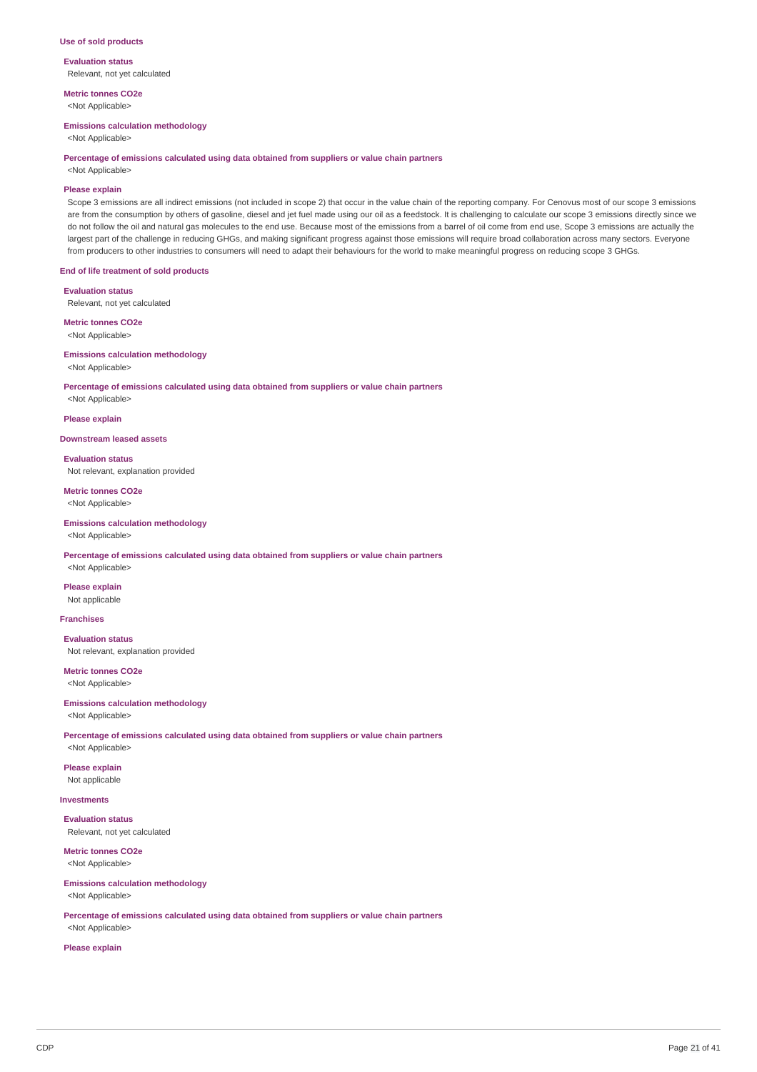### Use of sold products

**Evaluation status**
Relevant, not yet calculated

**Metric tonnes CO2e**
<Not Applicable>

**Emissions calculation methodology**
<Not Applicable>

**Percentage of emissions calculated using data obtained from suppliers or value chain partners**
<Not Applicable>

**Please explain**
Scope 3 emissions are all indirect emissions (not included in scope 2) that occur in the value chain of the reporting company. For Cenovus most of our scope 3 emissions are from the consumption by others of gasoline, diesel and jet fuel made using our oil as a feedstock. It is challenging to calculate our scope 3 emissions directly since we do not follow the oil and natural gas molecules to the end use. Because most of the emissions from a barrel of oil come from end use, Scope 3 emissions are actually the largest part of the challenge in reducing GHGs, and making significant progress against those emissions will require broad collaboration across many sectors. Everyone from producers to other industries to consumers will need to adapt their behaviours for the world to make meaningful progress on reducing scope 3 GHGs.

### End of life treatment of sold products

**Evaluation status**
Relevant, not yet calculated

**Metric tonnes CO2e**
<Not Applicable>

**Emissions calculation methodology**
<Not Applicable>

**Percentage of emissions calculated using data obtained from suppliers or value chain partners**
<Not Applicable>

**Please explain**

### Downstream leased assets

**Evaluation status**
Not relevant, explanation provided

**Metric tonnes CO2e**
<Not Applicable>

**Emissions calculation methodology**
<Not Applicable>

**Percentage of emissions calculated using data obtained from suppliers or value chain partners**
<Not Applicable>

**Please explain**
Not applicable

### Franchises

**Evaluation status**
Not relevant, explanation provided

**Metric tonnes CO2e**
<Not Applicable>

**Emissions calculation methodology**
<Not Applicable>

**Percentage of emissions calculated using data obtained from suppliers or value chain partners**
<Not Applicable>

**Please explain**
Not applicable

### Investments

**Evaluation status**
Relevant, not yet calculated

**Metric tonnes CO2e**
<Not Applicable>

**Emissions calculation methodology**
<Not Applicable>

**Percentage of emissions calculated using data obtained from suppliers or value chain partners**
<Not Applicable>

**Please explain**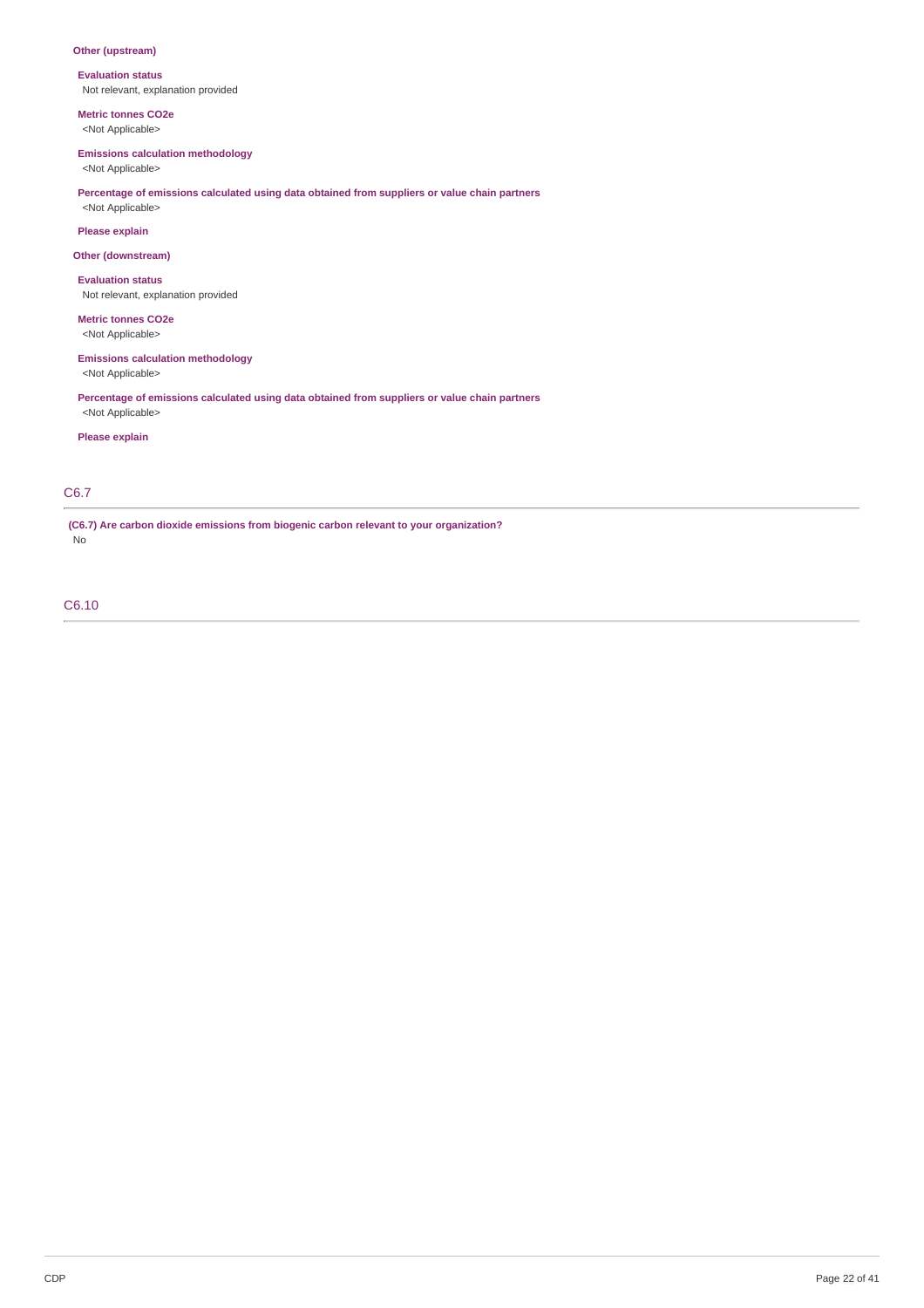**Other (upstream)**

**Evaluation status**
Not relevant, explanation provided

**Metric tonnes CO2e**
<Not Applicable>

**Emissions calculation methodology**
<Not Applicable>

**Percentage of emissions calculated using data obtained from suppliers or value chain partners**
<Not Applicable>

**Please explain**

**Other (downstream)**

**Evaluation status**
Not relevant, explanation provided

**Metric tonnes CO2e**
<Not Applicable>

**Emissions calculation methodology**
<Not Applicable>

**Percentage of emissions calculated using data obtained from suppliers or value chain partners**
<Not Applicable>

**Please explain**

## C6.7

**(C6.7) Are carbon dioxide emissions from biogenic carbon relevant to your organization?**
No

## C6.10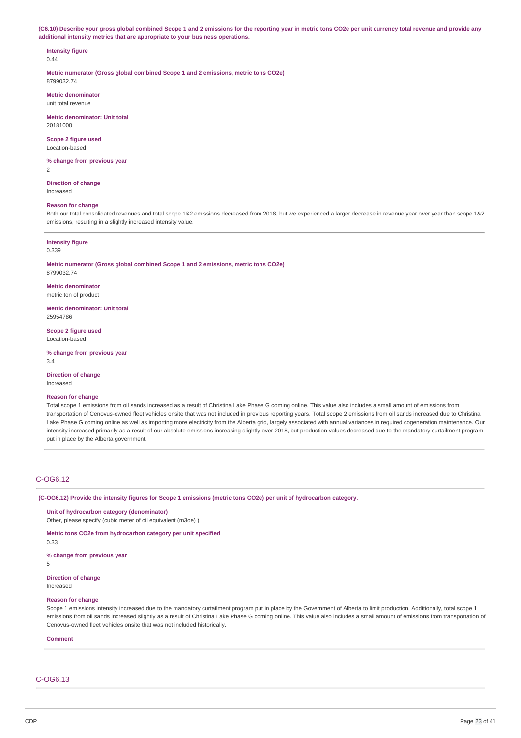**(C6.10) Describe your gross global combined Scope 1 and 2 emissions for the reporting year in metric tons CO2e per unit currency total revenue and provide any additional intensity metrics that are appropriate to your business operations.**

**Intensity figure**
0.44

**Metric numerator (Gross global combined Scope 1 and 2 emissions, metric tons CO2e)**
8799032.74

**Metric denominator**
unit total revenue

**Metric denominator: Unit total**
20181000

**Scope 2 figure used**
Location-based

**% change from previous year**
2

**Direction of change**
Increased

**Reason for change**
Both our total consolidated revenues and total scope 1&2 emissions decreased from 2018, but we experienced a larger decrease in revenue year over year than scope 1&2 emissions, resulting in a slightly increased intensity value.

---

**Intensity figure**
0.339

**Metric numerator (Gross global combined Scope 1 and 2 emissions, metric tons CO2e)**
8799032.74

**Metric denominator**
metric ton of product

**Metric denominator: Unit total**
25954786

**Scope 2 figure used**
Location-based

**% change from previous year**
3.4

**Direction of change**
Increased

**Reason for change**
Total scope 1 emissions from oil sands increased as a result of Christina Lake Phase G coming online. This value also includes a small amount of emissions from transportation of Cenovus-owned fleet vehicles onsite that was not included in previous reporting years. Total scope 2 emissions from oil sands increased due to Christina Lake Phase G coming online as well as importing more electricity from the Alberta grid, largely associated with annual variances in required cogeneration maintenance. Our intensity increased primarily as a result of our absolute emissions increasing slightly over 2018, but production values decreased due to the mandatory curtailment program put in place by the Alberta government.

## C-OG6.12

**(C-OG6.12) Provide the intensity figures for Scope 1 emissions (metric tons CO2e) per unit of hydrocarbon category.**

**Unit of hydrocarbon category (denominator)**
Other, please specify (cubic meter of oil equivalent (m3oe) )

**Metric tons CO2e from hydrocarbon category per unit specified**
0.33

**% change from previous year**
5

**Direction of change**
Increased

**Reason for change**
Scope 1 emissions intensity increased due to the mandatory curtailment program put in place by the Government of Alberta to limit production. Additionally, total scope 1 emissions from oil sands increased slightly as a result of Christina Lake Phase G coming online. This value also includes a small amount of emissions from transportation of Cenovus-owned fleet vehicles onsite that was not included historically.

**Comment**

## C-OG6.13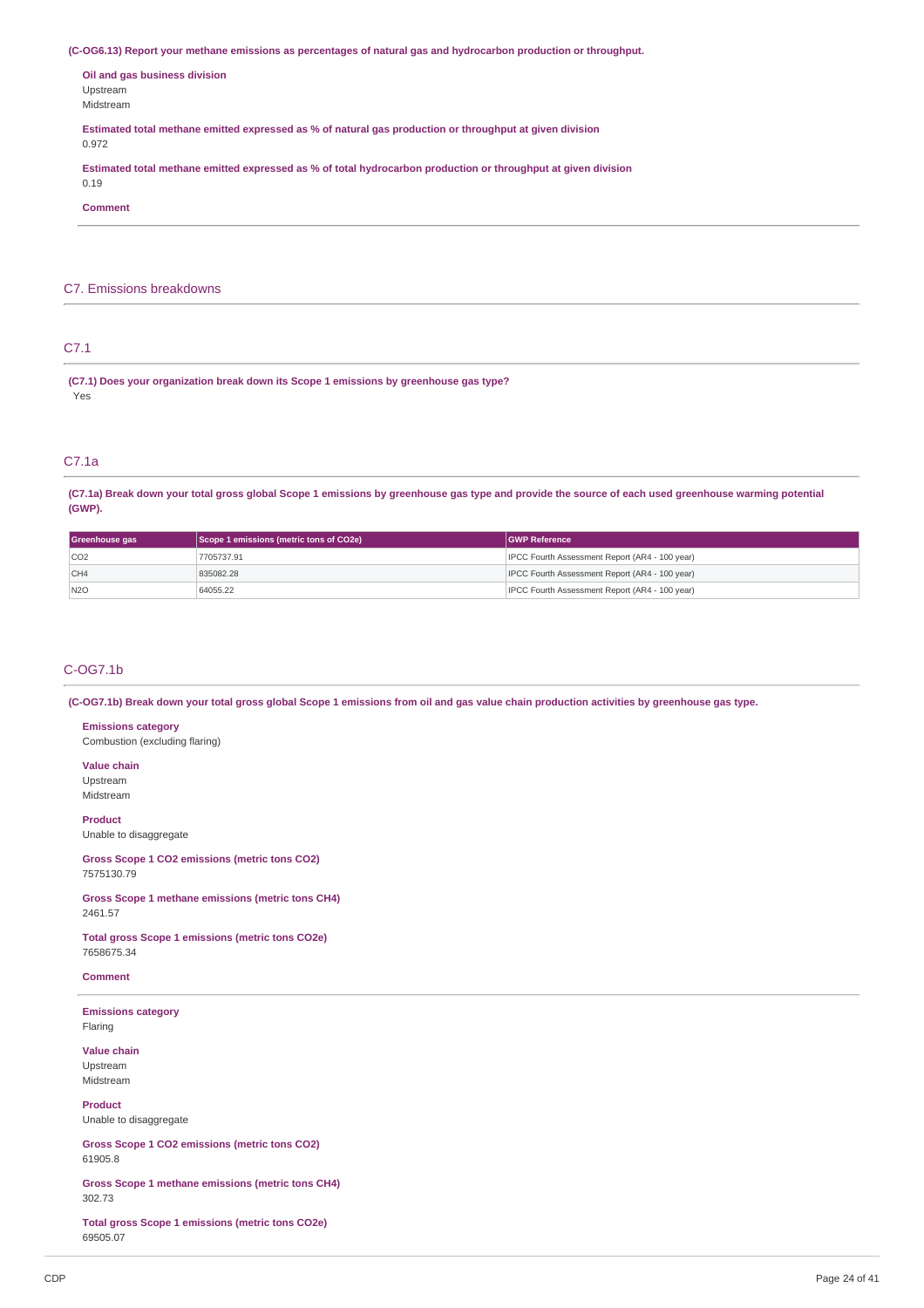**(C-OG6.13) Report your methane emissions as percentages of natural gas and hydrocarbon production or throughput.**

**Oil and gas business division**
Upstream
Midstream

**Estimated total methane emitted expressed as % of natural gas production or throughput at given division**
0.972

**Estimated total methane emitted expressed as % of total hydrocarbon production or throughput at given division**
0.19

**Comment**

---

## C7. Emissions breakdowns

### C7.1

**(C7.1) Does your organization break down its Scope 1 emissions by greenhouse gas type?**
Yes

### C7.1a

**(C7.1a) Break down your total gross global Scope 1 emissions by greenhouse gas type and provide the source of each used greenhouse warming potential (GWP).**

| Greenhouse gas | Scope 1 emissions (metric tons of CO2e) | GWP Reference |
|---|---|---|
| CO2 | 7705737.91 | IPCC Fourth Assessment Report (AR4 - 100 year) |
| CH4 | 835082.28 | IPCC Fourth Assessment Report (AR4 - 100 year) |
| N2O | 64055.22 | IPCC Fourth Assessment Report (AR4 - 100 year) |

### C-OG7.1b

**(C-OG7.1b) Break down your total gross global Scope 1 emissions from oil and gas value chain production activities by greenhouse gas type.**

**Emissions category**
Combustion (excluding flaring)

**Value chain**
Upstream
Midstream

**Product**
Unable to disaggregate

**Gross Scope 1 CO2 emissions (metric tons CO2)**
7575130.79

**Gross Scope 1 methane emissions (metric tons CH4)**
2461.57

**Total gross Scope 1 emissions (metric tons CO2e)**
7658675.34

**Comment**

---

**Emissions category**
Flaring

**Value chain**
Upstream
Midstream

**Product**
Unable to disaggregate

**Gross Scope 1 CO2 emissions (metric tons CO2)**
61905.8

**Gross Scope 1 methane emissions (metric tons CH4)**
302.73

**Total gross Scope 1 emissions (metric tons CO2e)**
69505.07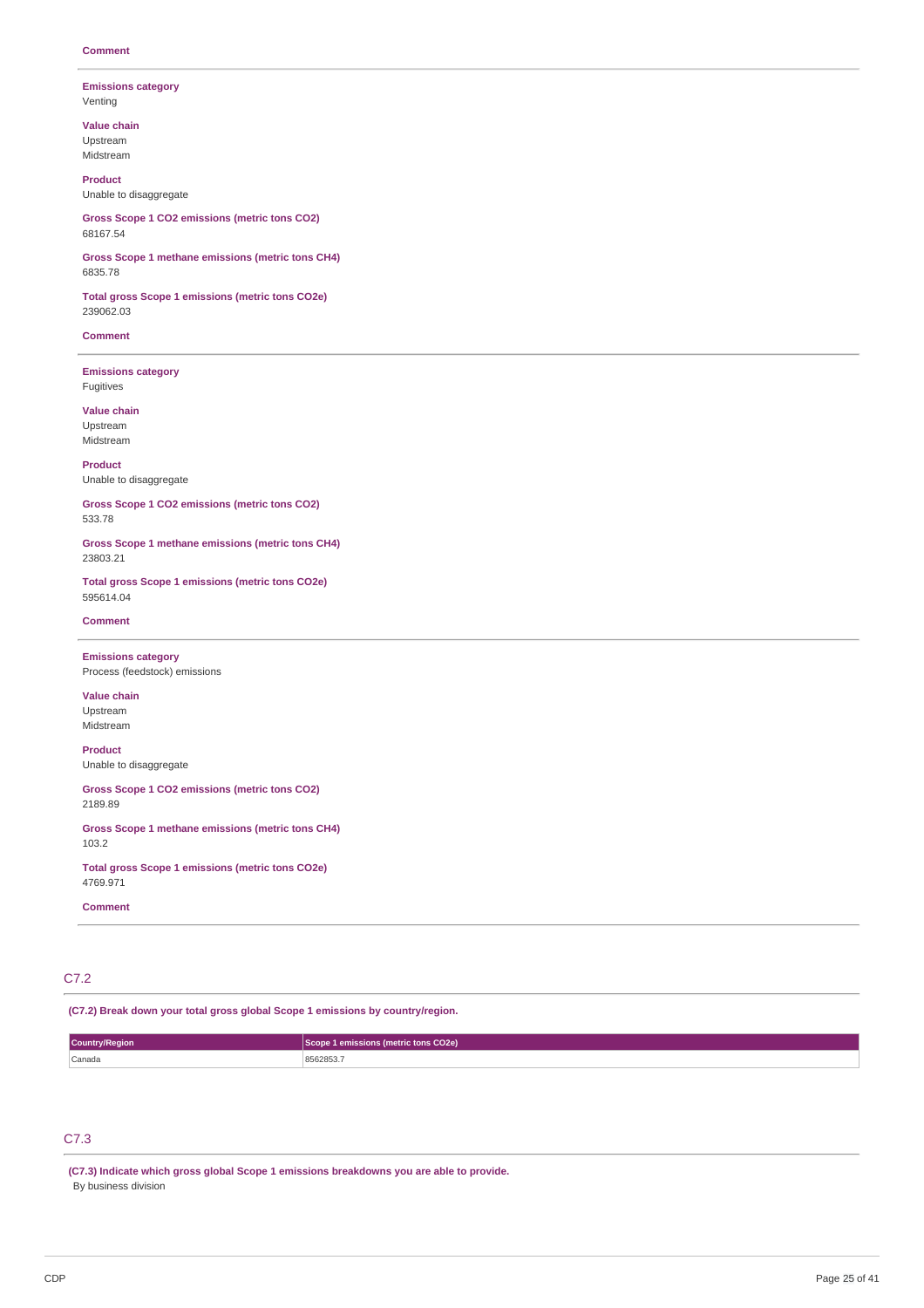**Comment**

---

**Emissions category**
Venting

**Value chain**
Upstream
Midstream

**Product**
Unable to disaggregate

**Gross Scope 1 CO2 emissions (metric tons CO2)**
68167.54

**Gross Scope 1 methane emissions (metric tons CH4)**
6835.78

**Total gross Scope 1 emissions (metric tons CO2e)**
239062.03

**Comment**

---

**Emissions category**
Fugitives

**Value chain**
Upstream
Midstream

**Product**
Unable to disaggregate

**Gross Scope 1 CO2 emissions (metric tons CO2)**
533.78

**Gross Scope 1 methane emissions (metric tons CH4)**
23803.21

**Total gross Scope 1 emissions (metric tons CO2e)**
595614.04

**Comment**

---

**Emissions category**
Process (feedstock) emissions

**Value chain**
Upstream
Midstream

**Product**
Unable to disaggregate

**Gross Scope 1 CO2 emissions (metric tons CO2)**
2189.89

**Gross Scope 1 methane emissions (metric tons CH4)**
103.2

**Total gross Scope 1 emissions (metric tons CO2e)**
4769.971

**Comment**

---

## C7.2

**(C7.2) Break down your total gross global Scope 1 emissions by country/region.**

| Country/Region | Scope 1 emissions (metric tons CO2e) |
| --- | --- |
| Canada | 8562853.7 |

## C7.3

**(C7.3) Indicate which gross global Scope 1 emissions breakdowns you are able to provide.**
By business division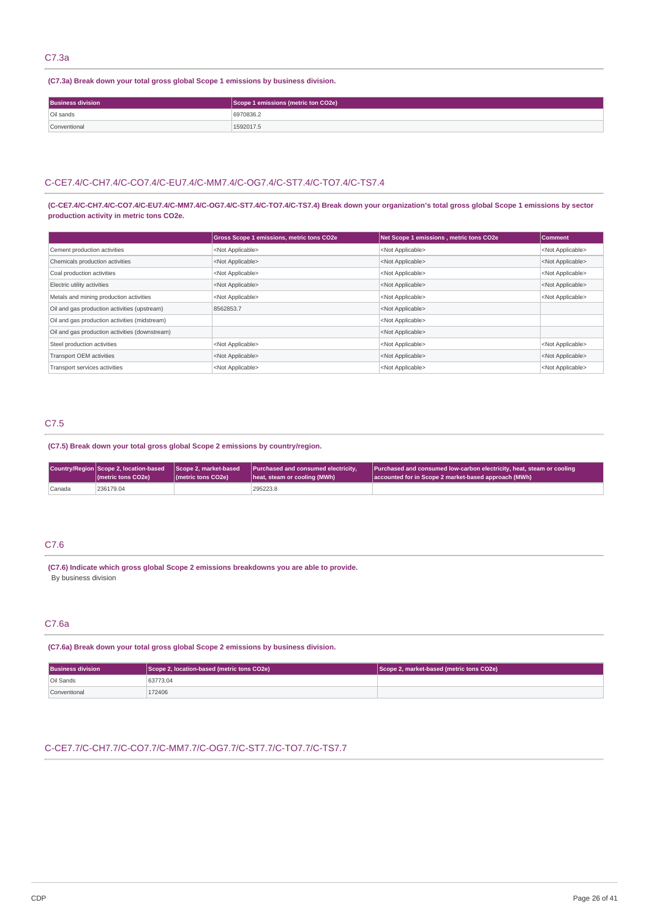## C7.3a

**(C7.3a) Break down your total gross global Scope 1 emissions by business division.**

| Business division | Scope 1 emissions (metric ton CO2e) |
|---|---|
| Oil sands | 6970836.2 |
| Conventional | 1592017.5 |

## C-CE7.4/C-CH7.4/C-CO7.4/C-EU7.4/C-MM7.4/C-OG7.4/C-ST7.4/C-TO7.4/C-TS7.4

**(C-CE7.4/C-CH7.4/C-CO7.4/C-EU7.4/C-MM7.4/C-OG7.4/C-ST7.4/C-TO7.4/C-TS7.4) Break down your organization's total gross global Scope 1 emissions by sector production activity in metric tons CO2e.**

| | Gross Scope 1 emissions, metric tons CO2e | Net Scope 1 emissions , metric tons CO2e | Comment |
|---|---|---|---|
| Cement production activities | <Not Applicable> | <Not Applicable> | <Not Applicable> |
| Chemicals production activities | <Not Applicable> | <Not Applicable> | <Not Applicable> |
| Coal production activities | <Not Applicable> | <Not Applicable> | <Not Applicable> |
| Electric utility activities | <Not Applicable> | <Not Applicable> | <Not Applicable> |
| Metals and mining production activities | <Not Applicable> | <Not Applicable> | <Not Applicable> |
| Oil and gas production activities (upstream) | 8562853.7 | <Not Applicable> | |
| Oil and gas production activities (midstream) | | <Not Applicable> | |
| Oil and gas production activities (downstream) | | <Not Applicable> | |
| Steel production activities | <Not Applicable> | <Not Applicable> | <Not Applicable> |
| Transport OEM activities | <Not Applicable> | <Not Applicable> | <Not Applicable> |
| Transport services activities | <Not Applicable> | <Not Applicable> | <Not Applicable> |

## C7.5

**(C7.5) Break down your total gross global Scope 2 emissions by country/region.**

| Country/Region | Scope 2, location-based (metric tons CO2e) | Scope 2, market-based (metric tons CO2e) | Purchased and consumed electricity, heat, steam or cooling (MWh) | Purchased and consumed low-carbon electricity, heat, steam or cooling accounted for in Scope 2 market-based approach (MWh) |
|---|---|---|---|---|
| Canada | 236179.04 | | 295223.8 | |

## C7.6

**(C7.6) Indicate which gross global Scope 2 emissions breakdowns you are able to provide.**

By business division

## C7.6a

**(C7.6a) Break down your total gross global Scope 2 emissions by business division.**

| Business division | Scope 2, location-based (metric tons CO2e) | Scope 2, market-based (metric tons CO2e) |
|---|---|---|
| Oil Sands | 63773.04 | |
| Conventional | 172406 | |

## C-CE7.7/C-CH7.7/C-CO7.7/C-MM7.7/C-OG7.7/C-ST7.7/C-TO7.7/C-TS7.7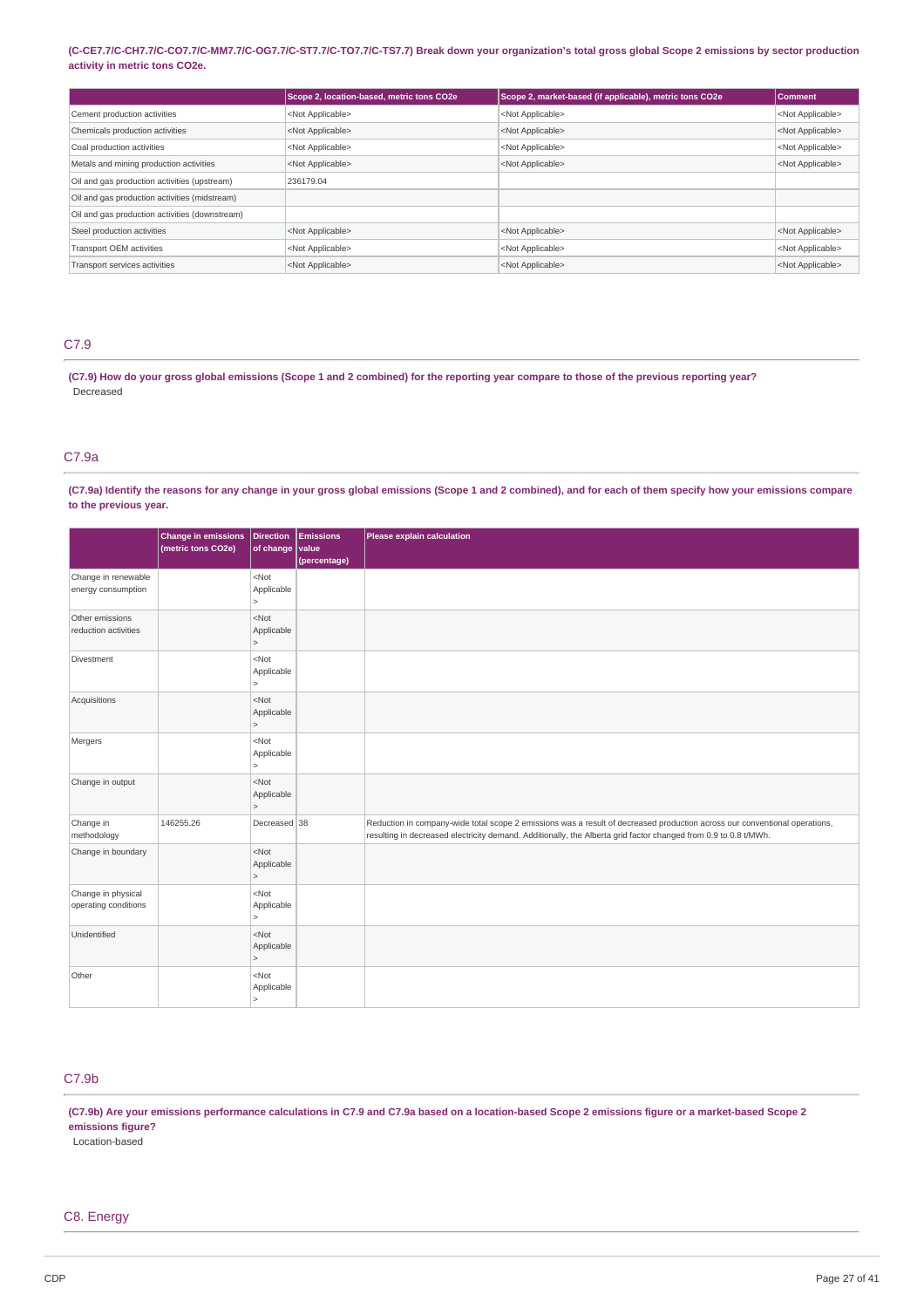**(C-CE7.7/C-CH7.7/C-CO7.7/C-MM7.7/C-OG7.7/C-ST7.7/C-TO7.7/C-TS7.7) Break down your organization's total gross global Scope 2 emissions by sector production activity in metric tons CO2e.**

| | Scope 2, location-based, metric tons CO2e | Scope 2, market-based (if applicable), metric tons CO2e | Comment |
|---|---|---|---|
| Cement production activities | <Not Applicable> | <Not Applicable> | <Not Applicable> |
| Chemicals production activities | <Not Applicable> | <Not Applicable> | <Not Applicable> |
| Coal production activities | <Not Applicable> | <Not Applicable> | <Not Applicable> |
| Metals and mining production activities | <Not Applicable> | <Not Applicable> | <Not Applicable> |
| Oil and gas production activities (upstream) | 236179.04 | | |
| Oil and gas production activities (midstream) | | | |
| Oil and gas production activities (downstream) | | | |
| Steel production activities | <Not Applicable> | <Not Applicable> | <Not Applicable> |
| Transport OEM activities | <Not Applicable> | <Not Applicable> | <Not Applicable> |
| Transport services activities | <Not Applicable> | <Not Applicable> | <Not Applicable> |

## C7.9

**(C7.9) How do your gross global emissions (Scope 1 and 2 combined) for the reporting year compare to those of the previous reporting year?**

Decreased

## C7.9a

**(C7.9a) Identify the reasons for any change in your gross global emissions (Scope 1 and 2 combined), and for each of them specify how your emissions compare to the previous year.**

| | Change in emissions (metric tons CO2e) | Direction of change | Emissions value (percentage) | Please explain calculation |
|---|---|---|---|---|
| Change in renewable energy consumption | | <Not Applicable> | | |
| Other emissions reduction activities | | <Not Applicable> | | |
| Divestment | | <Not Applicable> | | |
| Acquisitions | | <Not Applicable> | | |
| Mergers | | <Not Applicable> | | |
| Change in output | | <Not Applicable> | | |
| Change in methodology | 146255.26 | Decreased | 38 | Reduction in company-wide total scope 2 emissions was a result of decreased production across our conventional operations, resulting in decreased electricity demand. Additionally, the Alberta grid factor changed from 0.9 to 0.8 t/MWh. |
| Change in boundary | | <Not Applicable> | | |
| Change in physical operating conditions | | <Not Applicable> | | |
| Unidentified | | <Not Applicable> | | |
| Other | | <Not Applicable> | | |

## C7.9b

**(C7.9b) Are your emissions performance calculations in C7.9 and C7.9a based on a location-based Scope 2 emissions figure or a market-based Scope 2 emissions figure?**

Location-based

# C8. Energy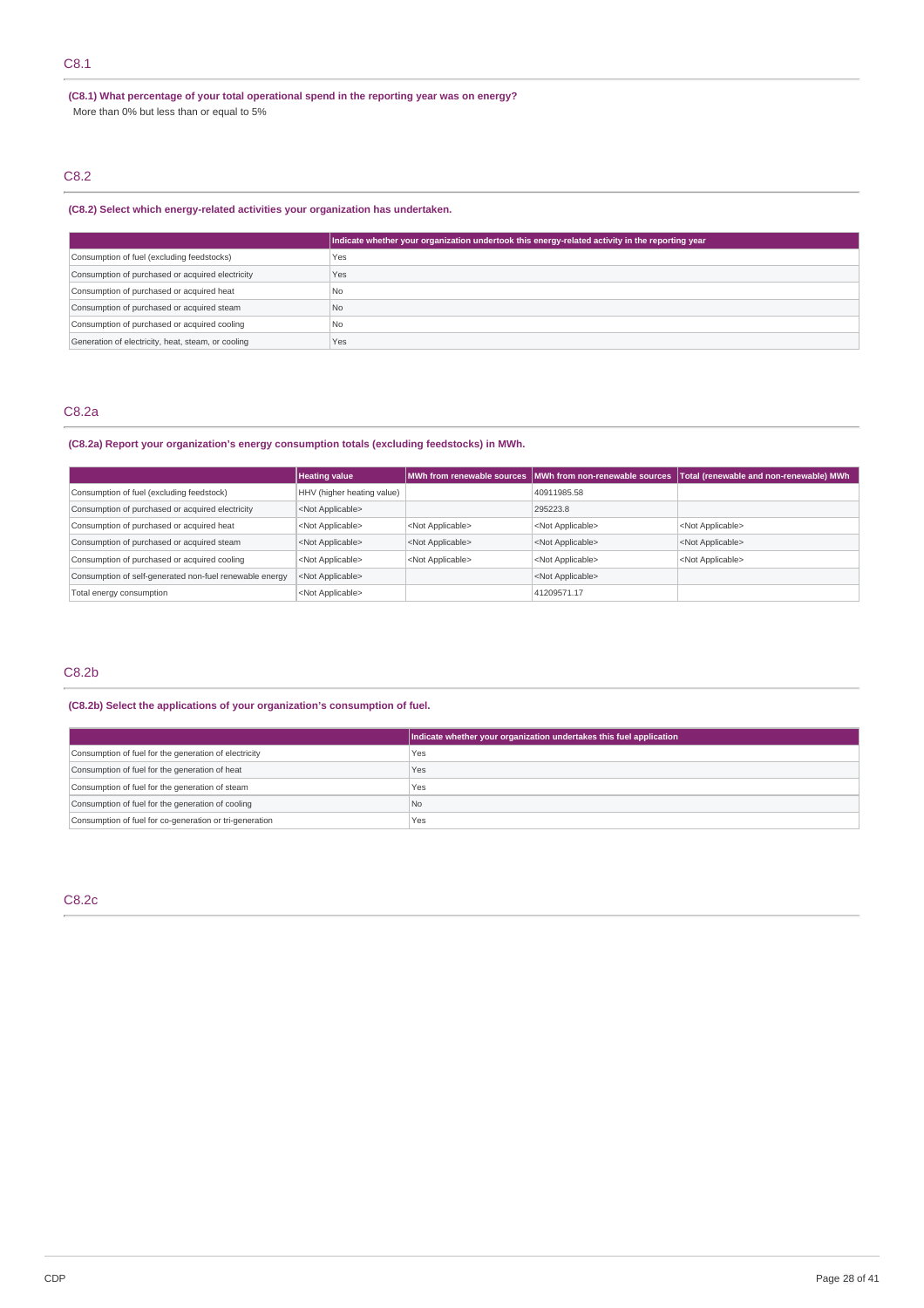## C8.1

**(C8.1) What percentage of your total operational spend in the reporting year was on energy?**

More than 0% but less than or equal to 5%

## C8.2

**(C8.2) Select which energy-related activities your organization has undertaken.**

| | Indicate whether your organization undertook this energy-related activity in the reporting year |
|---|---|
| Consumption of fuel (excluding feedstocks) | Yes |
| Consumption of purchased or acquired electricity | Yes |
| Consumption of purchased or acquired heat | No |
| Consumption of purchased or acquired steam | No |
| Consumption of purchased or acquired cooling | No |
| Generation of electricity, heat, steam, or cooling | Yes |

## C8.2a

**(C8.2a) Report your organization's energy consumption totals (excluding feedstocks) in MWh.**

| | Heating value | MWh from renewable sources | MWh from non-renewable sources | Total (renewable and non-renewable) MWh |
|---|---|---|---|---|
| Consumption of fuel (excluding feedstock) | HHV (higher heating value) | | 40911985.58 | |
| Consumption of purchased or acquired electricity | <Not Applicable> | | 295223.8 | |
| Consumption of purchased or acquired heat | <Not Applicable> | <Not Applicable> | <Not Applicable> | <Not Applicable> |
| Consumption of purchased or acquired steam | <Not Applicable> | <Not Applicable> | <Not Applicable> | <Not Applicable> |
| Consumption of purchased or acquired cooling | <Not Applicable> | <Not Applicable> | <Not Applicable> | <Not Applicable> |
| Consumption of self-generated non-fuel renewable energy | <Not Applicable> | | <Not Applicable> | |
| Total energy consumption | <Not Applicable> | | 41209571.17 | |

## C8.2b

**(C8.2b) Select the applications of your organization's consumption of fuel.**

| | Indicate whether your organization undertakes this fuel application |
|---|---|
| Consumption of fuel for the generation of electricity | Yes |
| Consumption of fuel for the generation of heat | Yes |
| Consumption of fuel for the generation of steam | Yes |
| Consumption of fuel for the generation of cooling | No |
| Consumption of fuel for co-generation or tri-generation | Yes |

## C8.2c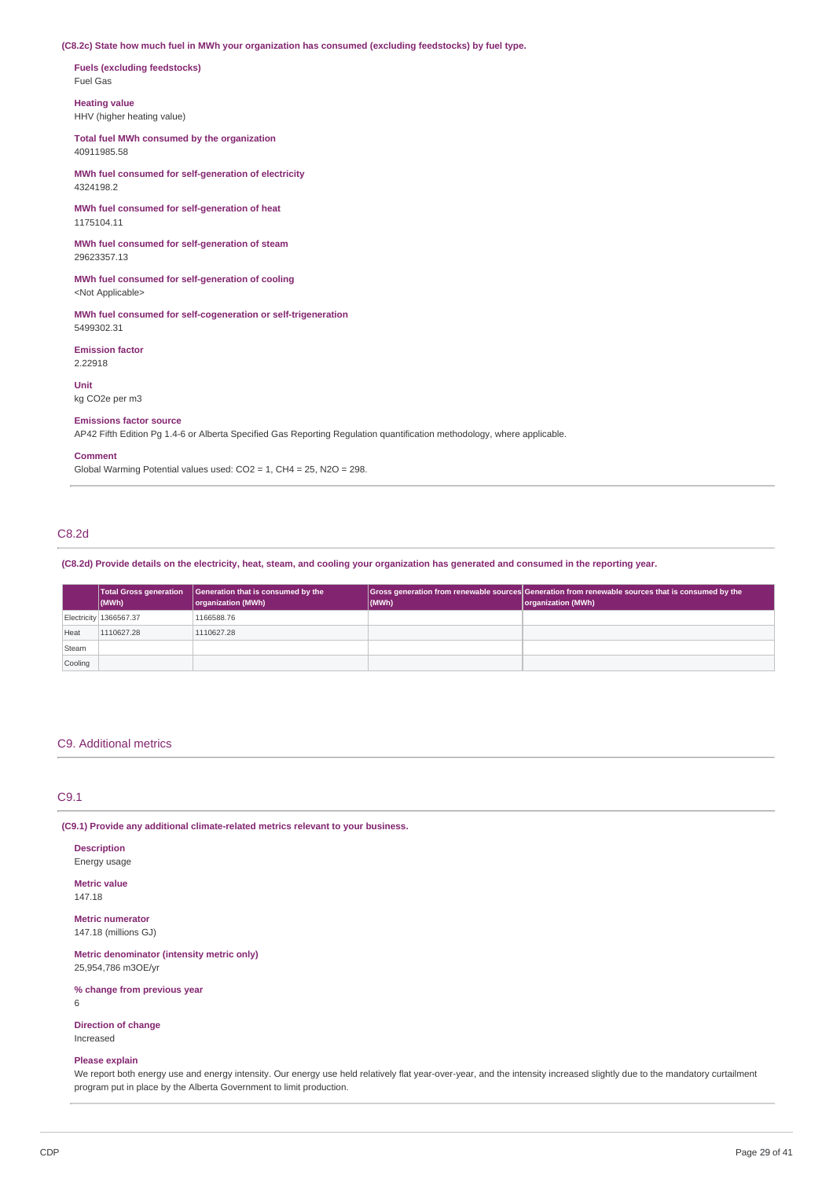**(C8.2c) State how much fuel in MWh your organization has consumed (excluding feedstocks) by fuel type.**

**Fuels (excluding feedstocks)**
Fuel Gas

**Heating value**
HHV (higher heating value)

**Total fuel MWh consumed by the organization**
40911985.58

**MWh fuel consumed for self-generation of electricity**
4324198.2

**MWh fuel consumed for self-generation of heat**
1175104.11

**MWh fuel consumed for self-generation of steam**
29623357.13

**MWh fuel consumed for self-generation of cooling**
<Not Applicable>

**MWh fuel consumed for self-cogeneration or self-trigeneration**
5499302.31

**Emission factor**
2.22918

**Unit**
kg CO2e per m3

**Emissions factor source**
AP42 Fifth Edition Pg 1.4-6 or Alberta Specified Gas Reporting Regulation quantification methodology, where applicable.

**Comment**
Global Warming Potential values used: CO2 = 1, CH4 = 25, N2O = 298.

## C8.2d

**(C8.2d) Provide details on the electricity, heat, steam, and cooling your organization has generated and consumed in the reporting year.**

| | Total Gross generation (MWh) | Generation that is consumed by the organization (MWh) | Gross generation from renewable sources (MWh) | Generation from renewable sources that is consumed by the organization (MWh) |
|---|---|---|---|---|
| Electricity | 1366567.37 | 1166588.76 | | |
| Heat | 1110627.28 | 1110627.28 | | |
| Steam | | | | |
| Cooling | | | | |

# C9. Additional metrics

## C9.1

**(C9.1) Provide any additional climate-related metrics relevant to your business.**

**Description**
Energy usage

**Metric value**
147.18

**Metric numerator**
147.18 (millions GJ)

**Metric denominator (intensity metric only)**
25,954,786 m3OE/yr

**% change from previous year**
6

**Direction of change**
Increased

**Please explain**
We report both energy use and energy intensity. Our energy use held relatively flat year-over-year, and the intensity increased slightly due to the mandatory curtailment program put in place by the Alberta Government to limit production.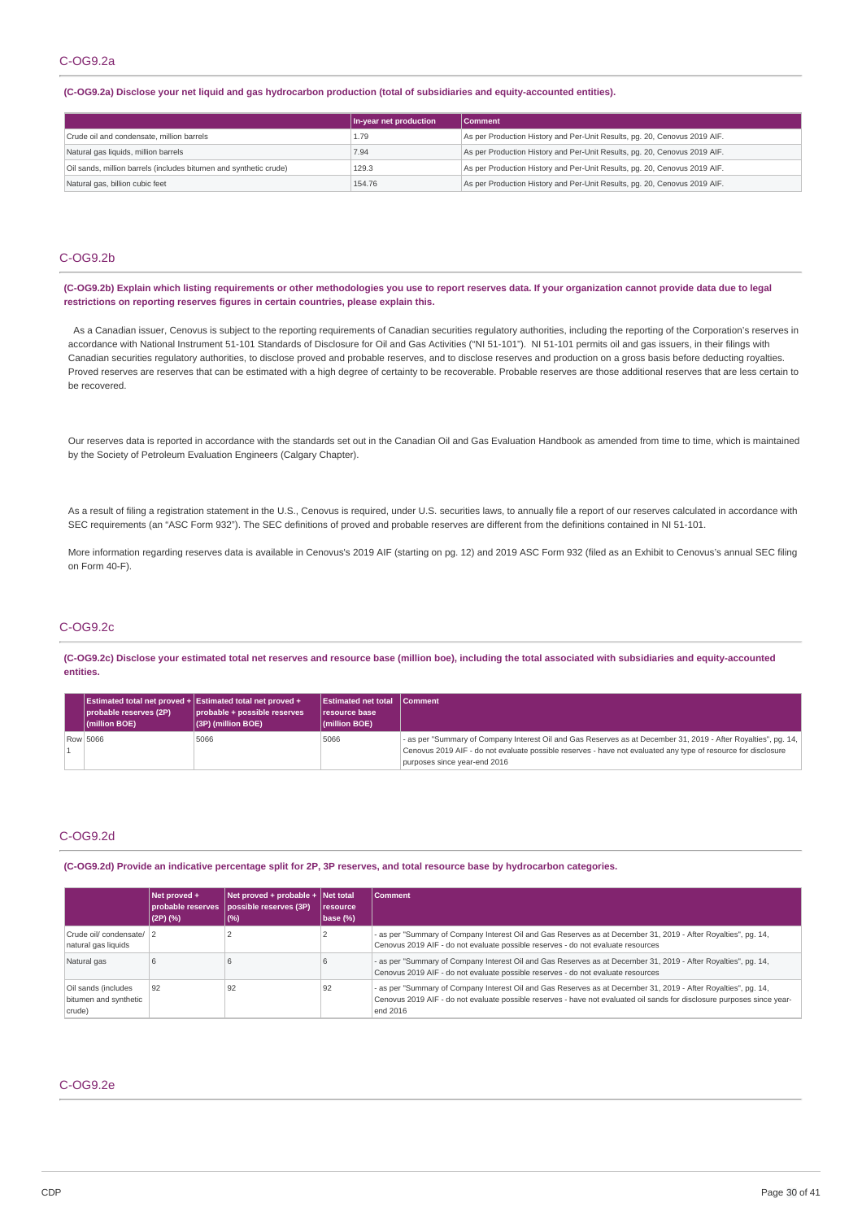## C-OG9.2a

**(C-OG9.2a) Disclose your net liquid and gas hydrocarbon production (total of subsidiaries and equity-accounted entities).**

| | In-year net production | Comment |
|---|---|---|
| Crude oil and condensate, million barrels | 1.79 | As per Production History and Per-Unit Results, pg. 20, Cenovus 2019 AIF. |
| Natural gas liquids, million barrels | 7.94 | As per Production History and Per-Unit Results, pg. 20, Cenovus 2019 AIF. |
| Oil sands, million barrels (includes bitumen and synthetic crude) | 129.3 | As per Production History and Per-Unit Results, pg. 20, Cenovus 2019 AIF. |
| Natural gas, billion cubic feet | 154.76 | As per Production History and Per-Unit Results, pg. 20, Cenovus 2019 AIF. |

## C-OG9.2b

**(C-OG9.2b) Explain which listing requirements or other methodologies you use to report reserves data. If your organization cannot provide data due to legal restrictions on reporting reserves figures in certain countries, please explain this.**

As a Canadian issuer, Cenovus is subject to the reporting requirements of Canadian securities regulatory authorities, including the reporting of the Corporation's reserves in accordance with National Instrument 51-101 Standards of Disclosure for Oil and Gas Activities ("NI 51-101"). NI 51-101 permits oil and gas issuers, in their filings with Canadian securities regulatory authorities, to disclose proved and probable reserves, and to disclose reserves and production on a gross basis before deducting royalties. Proved reserves are reserves that can be estimated with a high degree of certainty to be recoverable. Probable reserves are those additional reserves that are less certain to be recovered.

Our reserves data is reported in accordance with the standards set out in the Canadian Oil and Gas Evaluation Handbook as amended from time to time, which is maintained by the Society of Petroleum Evaluation Engineers (Calgary Chapter).

As a result of filing a registration statement in the U.S., Cenovus is required, under U.S. securities laws, to annually file a report of our reserves calculated in accordance with SEC requirements (an "ASC Form 932"). The SEC definitions of proved and probable reserves are different from the definitions contained in NI 51-101.

More information regarding reserves data is available in Cenovus's 2019 AIF (starting on pg. 12) and 2019 ASC Form 932 (filed as an Exhibit to Cenovus's annual SEC filing on Form 40-F).

## C-OG9.2c

**(C-OG9.2c) Disclose your estimated total net reserves and resource base (million boe), including the total associated with subsidiaries and equity-accounted entities.**

| | Estimated total net proved + probable reserves (2P) (million BOE) | Estimated total net proved + probable + possible reserves (3P) (million BOE) | Estimated net total resource base (million BOE) | Comment |
|---|---|---|---|---|
| Row 1 | 5066 | 5066 | 5066 | - as per "Summary of Company Interest Oil and Gas Reserves as at December 31, 2019 - After Royalties", pg. 14, Cenovus 2019 AIF - do not evaluate possible reserves - have not evaluated any type of resource for disclosure purposes since year-end 2016 |

## C-OG9.2d

**(C-OG9.2d) Provide an indicative percentage split for 2P, 3P reserves, and total resource base by hydrocarbon categories.**

| | Net proved + probable reserves (2P) (%) | Net proved + probable + possible reserves (3P) (%) | Net total resource base (%) | Comment |
|---|---|---|---|---|
| Crude oil/ condensate/ natural gas liquids | 2 | 2 | 2 | - as per "Summary of Company Interest Oil and Gas Reserves as at December 31, 2019 - After Royalties", pg. 14, Cenovus 2019 AIF - do not evaluate possible reserves - do not evaluate resources |
| Natural gas | 6 | 6 | 6 | - as per "Summary of Company Interest Oil and Gas Reserves as at December 31, 2019 - After Royalties", pg. 14, Cenovus 2019 AIF - do not evaluate possible reserves - do not evaluate resources |
| Oil sands (includes bitumen and synthetic crude) | 92 | 92 | 92 | - as per "Summary of Company Interest Oil and Gas Reserves as at December 31, 2019 - After Royalties", pg. 14, Cenovus 2019 AIF - do not evaluate possible reserves - have not evaluated oil sands for disclosure purposes since year-end 2016 |

## C-OG9.2e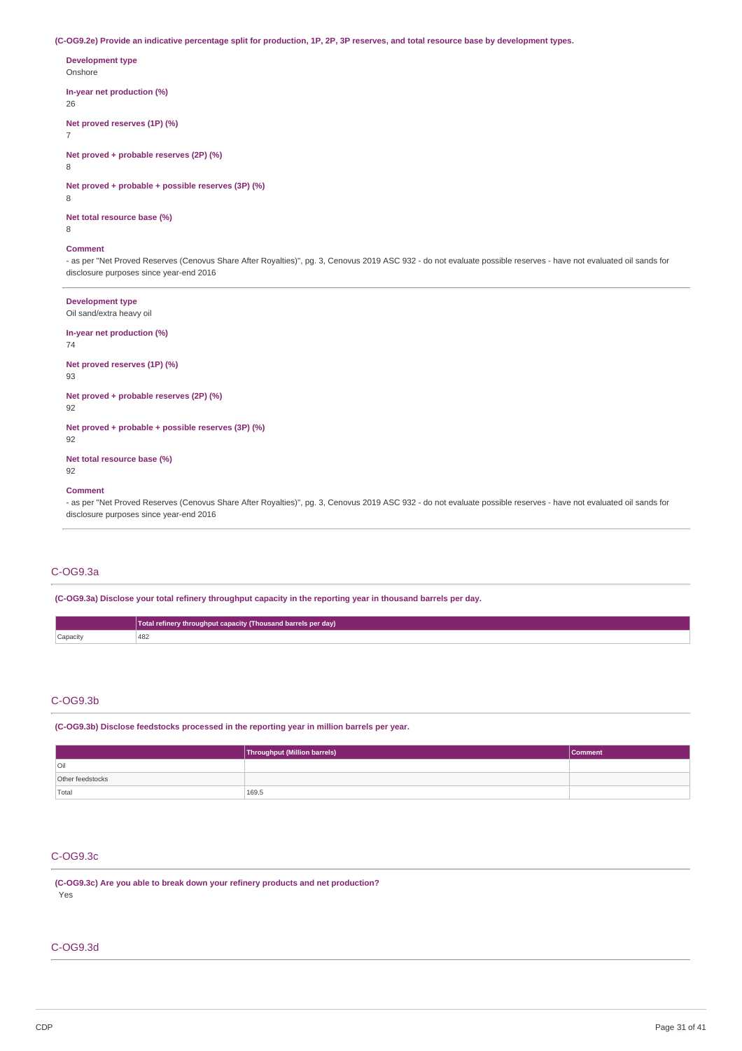**(C-OG9.2e) Provide an indicative percentage split for production, 1P, 2P, 3P reserves, and total resource base by development types.**

**Development type**
Onshore

**In-year net production (%)**
26

**Net proved reserves (1P) (%)**
7

**Net proved + probable reserves (2P) (%)**
8

**Net proved + probable + possible reserves (3P) (%)**
8

**Net total resource base (%)**
8

**Comment**
- as per "Net Proved Reserves (Cenovus Share After Royalties)", pg. 3, Cenovus 2019 ASC 932 - do not evaluate possible reserves - have not evaluated oil sands for disclosure purposes since year-end 2016

---

**Development type**
Oil sand/extra heavy oil

**In-year net production (%)**
74

**Net proved reserves (1P) (%)**
93

**Net proved + probable reserves (2P) (%)**
92

**Net proved + probable + possible reserves (3P) (%)**
92

**Net total resource base (%)**
92

**Comment**
- as per "Net Proved Reserves (Cenovus Share After Royalties)", pg. 3, Cenovus 2019 ASC 932 - do not evaluate possible reserves - have not evaluated oil sands for disclosure purposes since year-end 2016

## C-OG9.3a

**(C-OG9.3a) Disclose your total refinery throughput capacity in the reporting year in thousand barrels per day.**

| | Total refinery throughput capacity (Thousand barrels per day) |
|---|---|
| Capacity | 482 |

## C-OG9.3b

**(C-OG9.3b) Disclose feedstocks processed in the reporting year in million barrels per year.**

| | Throughput (Million barrels) | Comment |
|---|---|---|
| Oil | | |
| Other feedstocks | | |
| Total | 169.5 | |

## C-OG9.3c

**(C-OG9.3c) Are you able to break down your refinery products and net production?**
Yes

## C-OG9.3d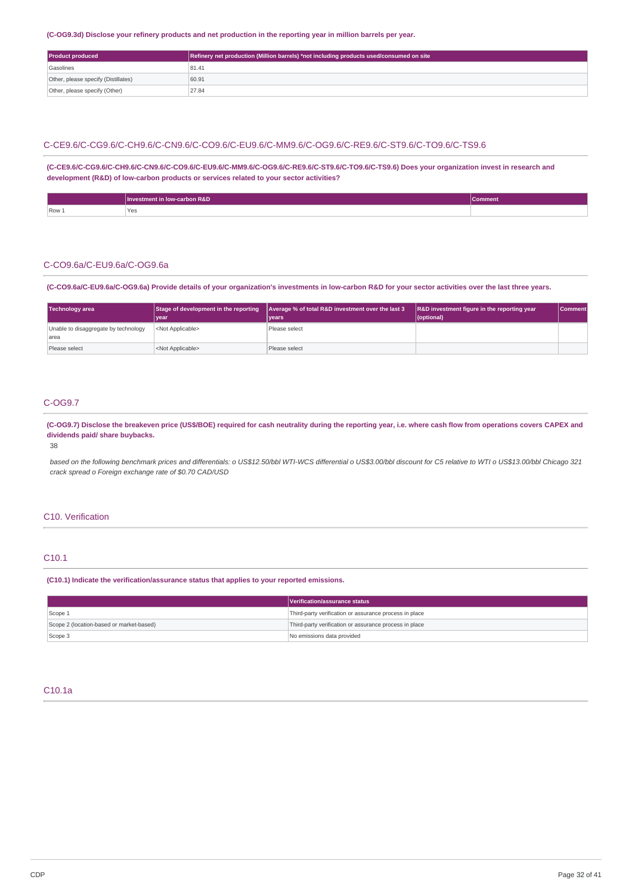**(C-OG9.3d) Disclose your refinery products and net production in the reporting year in million barrels per year.**

| Product produced | Refinery net production (Million barrels) *not including products used/consumed on site |
|---|---|
| Gasolines | 81.41 |
| Other, please specify (Distillates) | 60.91 |
| Other, please specify (Other) | 27.84 |

## C-CE9.6/C-CG9.6/C-CH9.6/C-CN9.6/C-CO9.6/C-EU9.6/C-MM9.6/C-OG9.6/C-RE9.6/C-ST9.6/C-TO9.6/C-TS9.6

**(C-CE9.6/C-CG9.6/C-CH9.6/C-CN9.6/C-CO9.6/C-EU9.6/C-MM9.6/C-OG9.6/C-RE9.6/C-ST9.6/C-TO9.6/C-TS9.6) Does your organization invest in research and development (R&D) of low-carbon products or services related to your sector activities?**

| | Investment in low-carbon R&D | Comment |
|---|---|---|
| Row 1 | Yes | |

## C-CO9.6a/C-EU9.6a/C-OG9.6a

**(C-CO9.6a/C-EU9.6a/C-OG9.6a) Provide details of your organization's investments in low-carbon R&D for your sector activities over the last three years.**

| Technology area | Stage of development in the reporting year | Average % of total R&D investment over the last 3 years | R&D investment figure in the reporting year (optional) | Comment |
|---|---|---|---|---|
| Unable to disaggregate by technology area | <Not Applicable> | Please select | | |
| Please select | <Not Applicable> | Please select | | |

## C-OG9.7

**(C-OG9.7) Disclose the breakeven price (US$/BOE) required for cash neutrality during the reporting year, i.e. where cash flow from operations covers CAPEX and dividends paid/ share buybacks.**

38

*based on the following benchmark prices and differentials: o US$12.50/bbl WTI-WCS differential o US$3.00/bbl discount for C5 relative to WTI o US$13.00/bbl Chicago 321 crack spread o Foreign exchange rate of $0.70 CAD/USD*

# C10. Verification

## C10.1

**(C10.1) Indicate the verification/assurance status that applies to your reported emissions.**

| | Verification/assurance status |
|---|---|
| Scope 1 | Third-party verification or assurance process in place |
| Scope 2 (location-based or market-based) | Third-party verification or assurance process in place |
| Scope 3 | No emissions data provided |

## C10.1a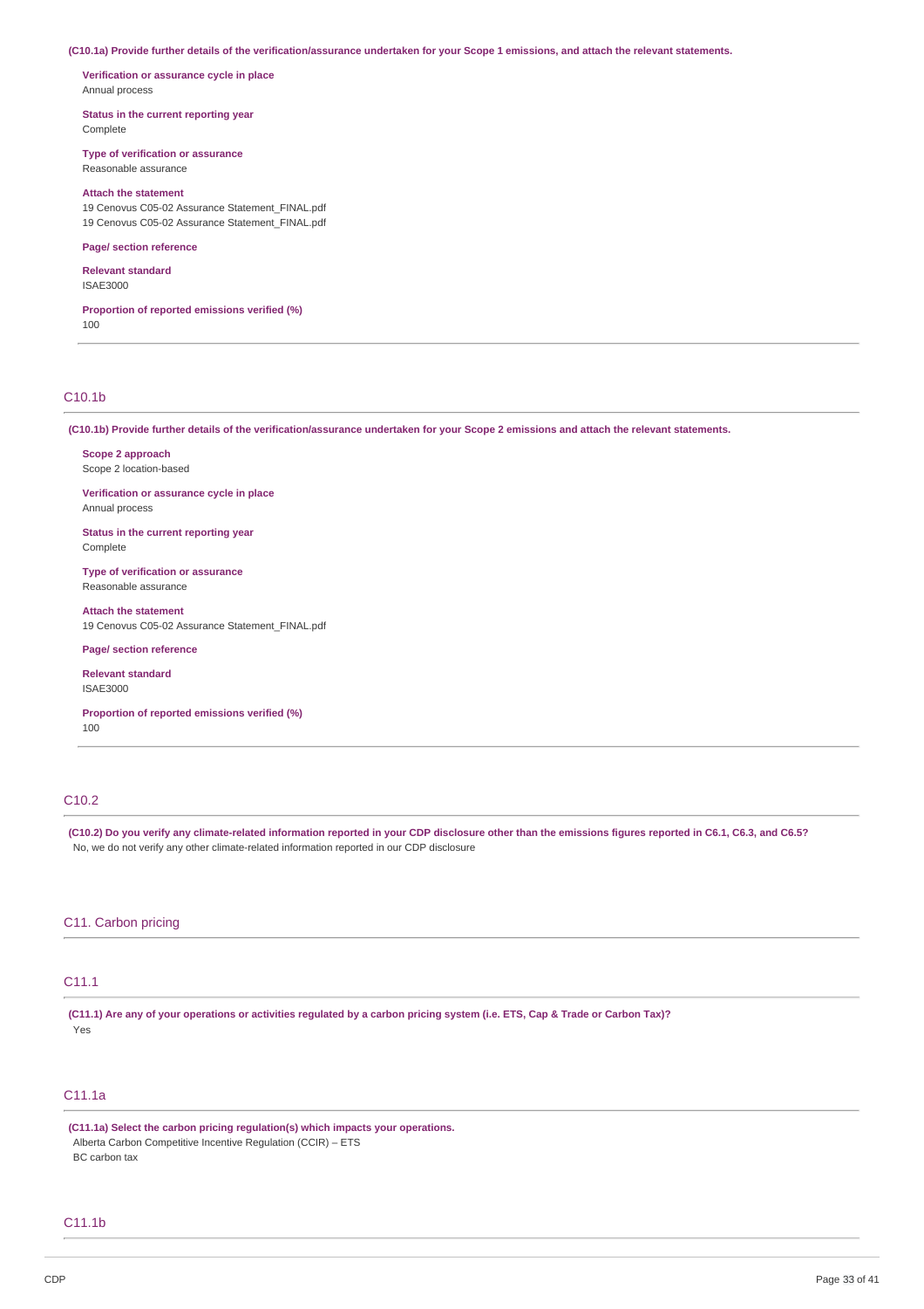**(C10.1a) Provide further details of the verification/assurance undertaken for your Scope 1 emissions, and attach the relevant statements.**

**Verification or assurance cycle in place**
Annual process

**Status in the current reporting year**
Complete

**Type of verification or assurance**
Reasonable assurance

**Attach the statement**
19 Cenovus C05-02 Assurance Statement_FINAL.pdf
19 Cenovus C05-02 Assurance Statement_FINAL.pdf

**Page/ section reference**

**Relevant standard**
ISAE3000

**Proportion of reported emissions verified (%)**
100

## C10.1b

**(C10.1b) Provide further details of the verification/assurance undertaken for your Scope 2 emissions and attach the relevant statements.**

**Scope 2 approach**
Scope 2 location-based

**Verification or assurance cycle in place**
Annual process

**Status in the current reporting year**
Complete

**Type of verification or assurance**
Reasonable assurance

**Attach the statement**
19 Cenovus C05-02 Assurance Statement_FINAL.pdf

**Page/ section reference**

**Relevant standard**
ISAE3000

**Proportion of reported emissions verified (%)**
100

## C10.2

**(C10.2) Do you verify any climate-related information reported in your CDP disclosure other than the emissions figures reported in C6.1, C6.3, and C6.5?**
No, we do not verify any other climate-related information reported in our CDP disclosure

# C11. Carbon pricing

## C11.1

**(C11.1) Are any of your operations or activities regulated by a carbon pricing system (i.e. ETS, Cap & Trade or Carbon Tax)?**
Yes

## C11.1a

**(C11.1a) Select the carbon pricing regulation(s) which impacts your operations.**
Alberta Carbon Competitive Incentive Regulation (CCIR) – ETS
BC carbon tax

## C11.1b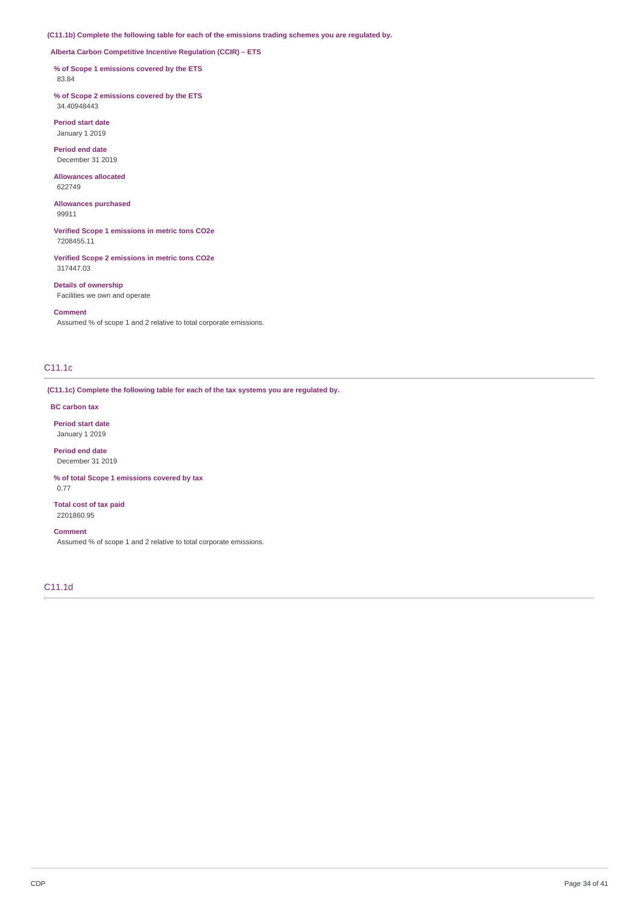**(C11.1b) Complete the following table for each of the emissions trading schemes you are regulated by.**

**Alberta Carbon Competitive Incentive Regulation (CCIR) – ETS**

**% of Scope 1 emissions covered by the ETS**
83.84

**% of Scope 2 emissions covered by the ETS**
34.40948443

**Period start date**
January 1 2019

**Period end date**
December 31 2019

**Allowances allocated**
622749

**Allowances purchased**
99911

**Verified Scope 1 emissions in metric tons CO2e**
7208455.11

**Verified Scope 2 emissions in metric tons CO2e**
317447.03

**Details of ownership**
Facilities we own and operate

**Comment**
Assumed % of scope 1 and 2 relative to total corporate emissions.

## C11.1c

**(C11.1c) Complete the following table for each of the tax systems you are regulated by.**

**BC carbon tax**

**Period start date**
January 1 2019

**Period end date**
December 31 2019

**% of total Scope 1 emissions covered by tax**
0.77

**Total cost of tax paid**
2201860.95

**Comment**
Assumed % of scope 1 and 2 relative to total corporate emissions.

## C11.1d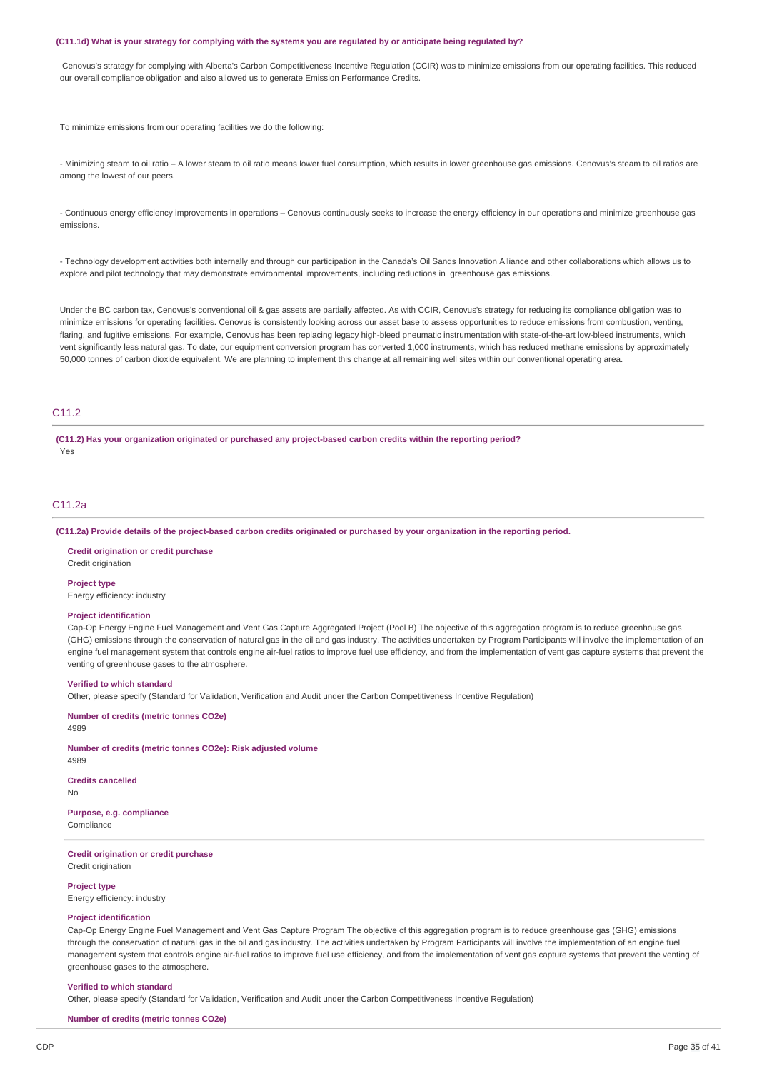**(C11.1d) What is your strategy for complying with the systems you are regulated by or anticipate being regulated by?**

Cenovus's strategy for complying with Alberta's Carbon Competitiveness Incentive Regulation (CCIR) was to minimize emissions from our operating facilities. This reduced our overall compliance obligation and also allowed us to generate Emission Performance Credits.

To minimize emissions from our operating facilities we do the following:

- Minimizing steam to oil ratio – A lower steam to oil ratio means lower fuel consumption, which results in lower greenhouse gas emissions. Cenovus's steam to oil ratios are among the lowest of our peers.

- Continuous energy efficiency improvements in operations – Cenovus continuously seeks to increase the energy efficiency in our operations and minimize greenhouse gas emissions.

- Technology development activities both internally and through our participation in the Canada's Oil Sands Innovation Alliance and other collaborations which allows us to explore and pilot technology that may demonstrate environmental improvements, including reductions in greenhouse gas emissions.

Under the BC carbon tax, Cenovus's conventional oil & gas assets are partially affected. As with CCIR, Cenovus's strategy for reducing its compliance obligation was to minimize emissions for operating facilities. Cenovus is consistently looking across our asset base to assess opportunities to reduce emissions from combustion, venting, flaring, and fugitive emissions. For example, Cenovus has been replacing legacy high-bleed pneumatic instrumentation with state-of-the-art low-bleed instruments, which vent significantly less natural gas. To date, our equipment conversion program has converted 1,000 instruments, which has reduced methane emissions by approximately 50,000 tonnes of carbon dioxide equivalent. We are planning to implement this change at all remaining well sites within our conventional operating area.

## C11.2

**(C11.2) Has your organization originated or purchased any project-based carbon credits within the reporting period?**

Yes

## C11.2a

**(C11.2a) Provide details of the project-based carbon credits originated or purchased by your organization in the reporting period.**

**Credit origination or credit purchase**
Credit origination

**Project type**
Energy efficiency: industry

**Project identification**
Cap-Op Energy Engine Fuel Management and Vent Gas Capture Aggregated Project (Pool B) The objective of this aggregation program is to reduce greenhouse gas (GHG) emissions through the conservation of natural gas in the oil and gas industry. The activities undertaken by Program Participants will involve the implementation of an engine fuel management system that controls engine air-fuel ratios to improve fuel use efficiency, and from the implementation of vent gas capture systems that prevent the venting of greenhouse gases to the atmosphere.

**Verified to which standard**
Other, please specify (Standard for Validation, Verification and Audit under the Carbon Competitiveness Incentive Regulation)

**Number of credits (metric tonnes CO2e)**
4989

**Number of credits (metric tonnes CO2e): Risk adjusted volume**
4989

**Credits cancelled**
No

**Purpose, e.g. compliance**
Compliance

---

**Credit origination or credit purchase**
Credit origination

**Project type**
Energy efficiency: industry

**Project identification**
Cap-Op Energy Engine Fuel Management and Vent Gas Capture Program The objective of this aggregation program is to reduce greenhouse gas (GHG) emissions through the conservation of natural gas in the oil and gas industry. The activities undertaken by Program Participants will involve the implementation of an engine fuel management system that controls engine air-fuel ratios to improve fuel use efficiency, and from the implementation of vent gas capture systems that prevent the venting of greenhouse gases to the atmosphere.

**Verified to which standard**
Other, please specify (Standard for Validation, Verification and Audit under the Carbon Competitiveness Incentive Regulation)

**Number of credits (metric tonnes CO2e)**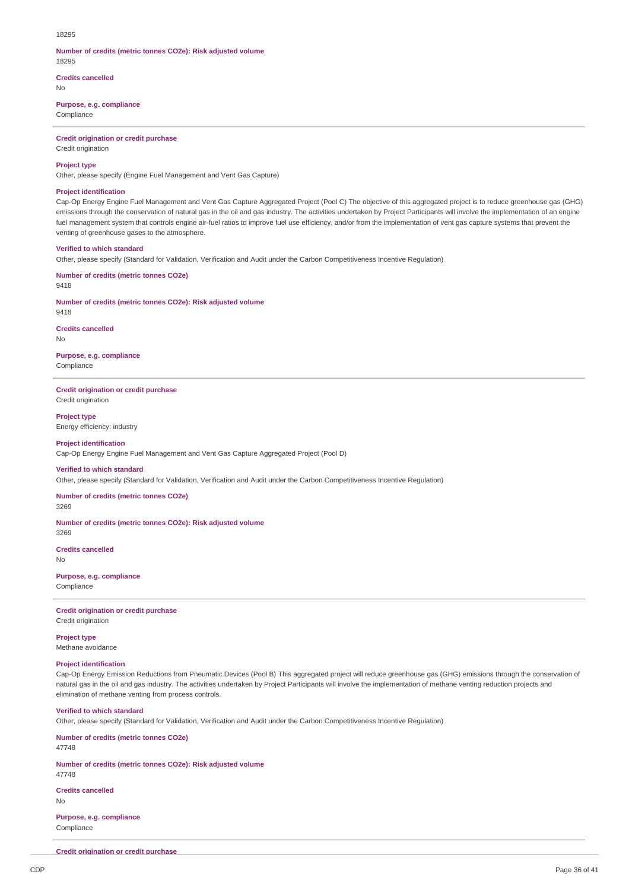18295

**Number of credits (metric tonnes CO2e): Risk adjusted volume**
18295

**Credits cancelled**
No

**Purpose, e.g. compliance**
Compliance

---

**Credit origination or credit purchase**
Credit origination

**Project type**
Other, please specify (Engine Fuel Management and Vent Gas Capture)

**Project identification**
Cap-Op Energy Engine Fuel Management and Vent Gas Capture Aggregated Project (Pool C) The objective of this aggregated project is to reduce greenhouse gas (GHG) emissions through the conservation of natural gas in the oil and gas industry. The activities undertaken by Project Participants will involve the implementation of an engine fuel management system that controls engine air-fuel ratios to improve fuel use efficiency, and/or from the implementation of vent gas capture systems that prevent the venting of greenhouse gases to the atmosphere.

**Verified to which standard**
Other, please specify (Standard for Validation, Verification and Audit under the Carbon Competitiveness Incentive Regulation)

**Number of credits (metric tonnes CO2e)**
9418

**Number of credits (metric tonnes CO2e): Risk adjusted volume**
9418

**Credits cancelled**
No

**Purpose, e.g. compliance**
Compliance

---

**Credit origination or credit purchase**
Credit origination

**Project type**
Energy efficiency: industry

**Project identification**
Cap-Op Energy Engine Fuel Management and Vent Gas Capture Aggregated Project (Pool D)

**Verified to which standard**
Other, please specify (Standard for Validation, Verification and Audit under the Carbon Competitiveness Incentive Regulation)

**Number of credits (metric tonnes CO2e)**
3269

**Number of credits (metric tonnes CO2e): Risk adjusted volume**
3269

**Credits cancelled**
No

**Purpose, e.g. compliance**
Compliance

---

**Credit origination or credit purchase**
Credit origination

**Project type**
Methane avoidance

**Project identification**
Cap-Op Energy Emission Reductions from Pneumatic Devices (Pool B) This aggregated project will reduce greenhouse gas (GHG) emissions through the conservation of natural gas in the oil and gas industry. The activities undertaken by Project Participants will involve the implementation of methane venting reduction projects and elimination of methane venting from process controls.

**Verified to which standard**
Other, please specify (Standard for Validation, Verification and Audit under the Carbon Competitiveness Incentive Regulation)

**Number of credits (metric tonnes CO2e)**
47748

**Number of credits (metric tonnes CO2e): Risk adjusted volume**
47748

**Credits cancelled**
No

**Purpose, e.g. compliance**
Compliance

---

**Credit origination or credit purchase**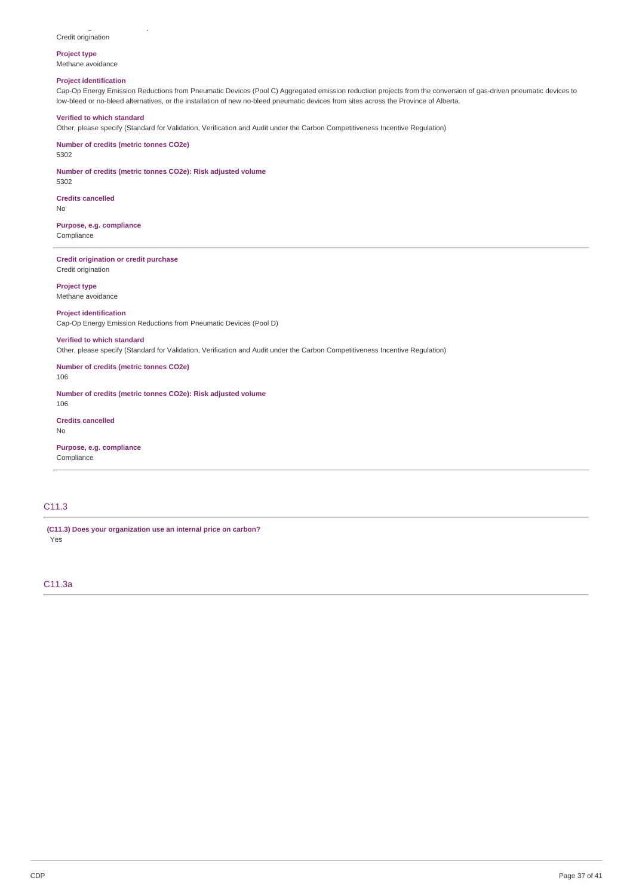Credit origination

**Project type**
Methane avoidance

**Project identification**
Cap-Op Energy Emission Reductions from Pneumatic Devices (Pool C) Aggregated emission reduction projects from the conversion of gas-driven pneumatic devices to low-bleed or no-bleed alternatives, or the installation of new no-bleed pneumatic devices from sites across the Province of Alberta.

**Verified to which standard**
Other, please specify (Standard for Validation, Verification and Audit under the Carbon Competitiveness Incentive Regulation)

**Number of credits (metric tonnes CO2e)**
5302

**Number of credits (metric tonnes CO2e): Risk adjusted volume**
5302

**Credits cancelled**
No

**Purpose, e.g. compliance**
Compliance

---

**Credit origination or credit purchase**
Credit origination

**Project type**
Methane avoidance

**Project identification**
Cap-Op Energy Emission Reductions from Pneumatic Devices (Pool D)

**Verified to which standard**
Other, please specify (Standard for Validation, Verification and Audit under the Carbon Competitiveness Incentive Regulation)

**Number of credits (metric tonnes CO2e)**
106

**Number of credits (metric tonnes CO2e): Risk adjusted volume**
106

**Credits cancelled**
No

**Purpose, e.g. compliance**
Compliance

---

## C11.3

**(C11.3) Does your organization use an internal price on carbon?**
Yes

## C11.3a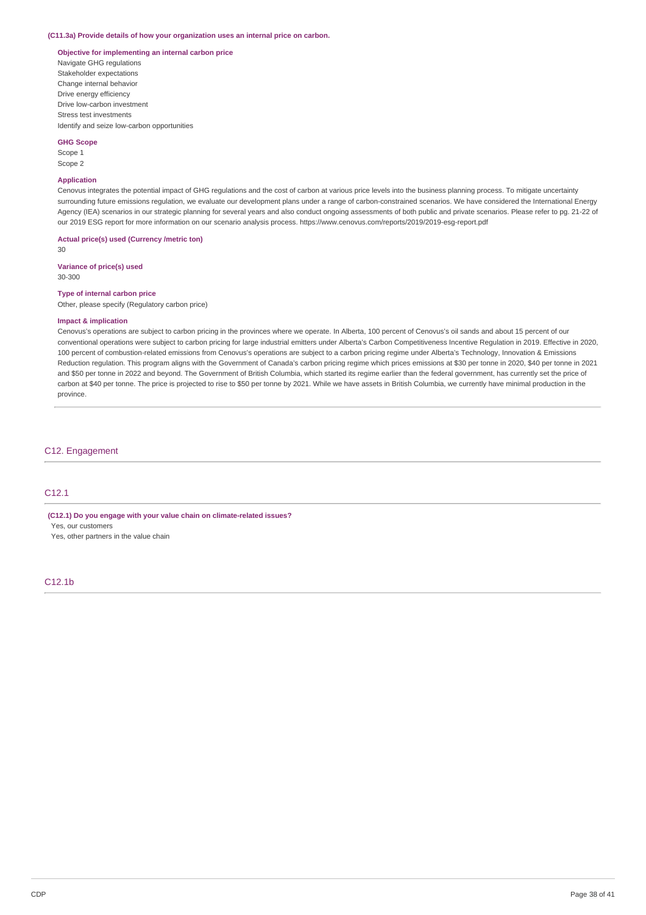**(C11.3a) Provide details of how your organization uses an internal price on carbon.**

**Objective for implementing an internal carbon price**

Navigate GHG regulations
Stakeholder expectations
Change internal behavior
Drive energy efficiency
Drive low-carbon investment
Stress test investments
Identify and seize low-carbon opportunities

**GHG Scope**

Scope 1
Scope 2

**Application**

Cenovus integrates the potential impact of GHG regulations and the cost of carbon at various price levels into the business planning process. To mitigate uncertainty surrounding future emissions regulation, we evaluate our development plans under a range of carbon-constrained scenarios. We have considered the International Energy Agency (IEA) scenarios in our strategic planning for several years and also conduct ongoing assessments of both public and private scenarios. Please refer to pg. 21-22 of our 2019 ESG report for more information on our scenario analysis process. https://www.cenovus.com/reports/2019/2019-esg-report.pdf

**Actual price(s) used (Currency /metric ton)**

30

**Variance of price(s) used**

30-300

**Type of internal carbon price**

Other, please specify (Regulatory carbon price)

**Impact & implication**

Cenovus's operations are subject to carbon pricing in the provinces where we operate. In Alberta, 100 percent of Cenovus's oil sands and about 15 percent of our conventional operations were subject to carbon pricing for large industrial emitters under Alberta's Carbon Competitiveness Incentive Regulation in 2019. Effective in 2020, 100 percent of combustion-related emissions from Cenovus's operations are subject to a carbon pricing regime under Alberta's Technology, Innovation & Emissions Reduction regulation. This program aligns with the Government of Canada's carbon pricing regime which prices emissions at $30 per tonne in 2020, $40 per tonne in 2021 and $50 per tonne in 2022 and beyond. The Government of British Columbia, which started its regime earlier than the federal government, has currently set the price of carbon at $40 per tonne. The price is projected to rise to $50 per tonne by 2021. While we have assets in British Columbia, we currently have minimal production in the province.

## C12. Engagement

### C12.1

**(C12.1) Do you engage with your value chain on climate-related issues?**

Yes, our customers
Yes, other partners in the value chain

### C12.1b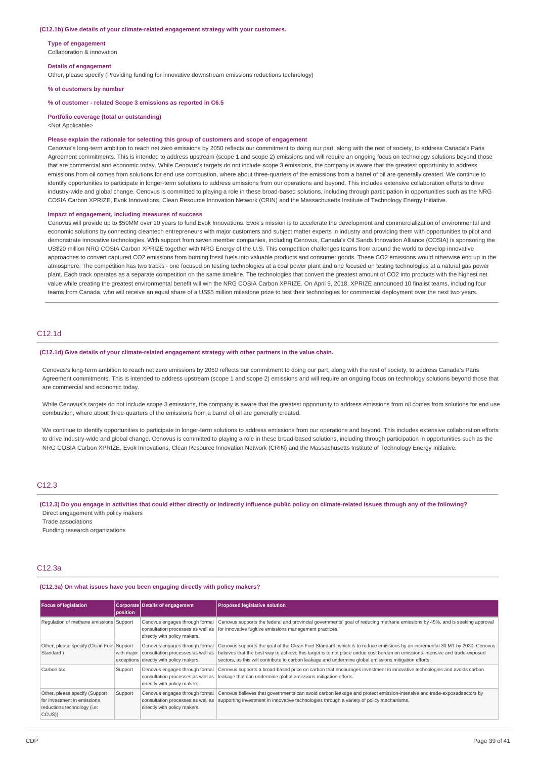**(C12.1b) Give details of your climate-related engagement strategy with your customers.**

**Type of engagement**

Collaboration & innovation

**Details of engagement**

Other, please specify (Providing funding for innovative downstream emissions reductions technology)

**% of customers by number**

**% of customer - related Scope 3 emissions as reported in C6.5**

**Portfolio coverage (total or outstanding)**

<Not Applicable>

**Please explain the rationale for selecting this group of customers and scope of engagement**

Cenovus's long-term ambition to reach net zero emissions by 2050 reflects our commitment to doing our part, along with the rest of society, to address Canada's Paris Agreement commitments. This is intended to address upstream (scope 1 and scope 2) emissions and will require an ongoing focus on technology solutions beyond those that are commercial and economic today. While Cenovus's targets do not include scope 3 emissions, the company is aware that the greatest opportunity to address emissions from oil comes from solutions for end use combustion, where about three-quarters of the emissions from a barrel of oil are generally created. We continue to identify opportunities to participate in longer-term solutions to address emissions from our operations and beyond. This includes extensive collaboration efforts to drive industry-wide and global change. Cenovus is committed to playing a role in these broad-based solutions, including through participation in opportunities such as the NRG COSIA Carbon XPRIZE, Evok Innovations, Clean Resource Innovation Network (CRIN) and the Massachusetts Institute of Technology Energy Initiative.

**Impact of engagement, including measures of success**

Cenovus will provide up to $50MM over 10 years to fund Evok Innovations. Evok's mission is to accelerate the development and commercialization of environmental and economic solutions by connecting cleantech entrepreneurs with major customers and subject matter experts in industry and providing them with opportunities to pilot and demonstrate innovative technologies. With support from seven member companies, including Cenovus, Canada's Oil Sands Innovation Alliance (COSIA) is sponsoring the US$20 million NRG COSIA Carbon XPRIZE together with NRG Energy of the U.S. This competition challenges teams from around the world to develop innovative approaches to convert captured $CO_2$ emissions from burning fossil fuels into valuable products and consumer goods. These $CO_2$ emissions would otherwise end up in the atmosphere. The competition has two tracks - one focused on testing technologies at a coal power plant and one focused on testing technologies at a natural gas power plant. Each track operates as a separate competition on the same timeline. The technologies that convert the greatest amount of $CO_2$ into products with the highest net value while creating the greatest environmental benefit will win the NRG COSIA Carbon XPRIZE. On April 9, 2018, XPRIZE announced 10 finalist teams, including four teams from Canada, who will receive an equal share of a US$5 million milestone prize to test their technologies for commercial deployment over the next two years.

## C12.1d

**(C12.1d) Give details of your climate-related engagement strategy with other partners in the value chain.**

Cenovus's long-term ambition to reach net zero emissions by 2050 reflects our commitment to doing our part, along with the rest of society, to address Canada's Paris Agreement commitments. This is intended to address upstream (scope 1 and scope 2) emissions and will require an ongoing focus on technology solutions beyond those that are commercial and economic today.

While Cenovus's targets do not include scope 3 emissions, the company is aware that the greatest opportunity to address emissions from oil comes from solutions for end use combustion, where about three-quarters of the emissions from a barrel of oil are generally created.

We continue to identify opportunities to participate in longer-term solutions to address emissions from our operations and beyond. This includes extensive collaboration efforts to drive industry-wide and global change. Cenovus is committed to playing a role in these broad-based solutions, including through participation in opportunities such as the NRG COSIA Carbon XPRIZE, Evok Innovations, Clean Resource Innovation Network (CRIN) and the Massachusetts Institute of Technology Energy Initiative.

## C12.3

**(C12.3) Do you engage in activities that could either directly or indirectly influence public policy on climate-related issues through any of the following?**

Direct engagement with policy makers

Trade associations

Funding research organizations

## C12.3a

**(C12.3a) On what issues have you been engaging directly with policy makers?**

| Focus of legislation | Corporate position | Details of engagement | Proposed legislative solution |
|---|---|---|---|
| Regulation of methane emissions | Support | Cenovus engages through formal consultation processes as well as directly with policy makers. | Cenovus supports the federal and provincial governments' goal of reducing methane emissions by 45%, and is seeking approval for innovative fugitive emissions management practices. |
| Other, please specify (Clean Fuel Standard ) | Support with major exceptions | Cenovus engages through formal consultation processes as well as directly with policy makers. | Cenovus supports the goal of the Clean Fuel Standard, which is to reduce emissions by an incremental 30 MT by 2030, Cenovus believes that the best way to achieve this target is to not place undue cost burden on emissions-intensive and trade-exposed sectors, as this will contribute to carbon leakage and undermine global emissions mitigation efforts. |
| Carbon tax | Support | Cenovus engages through formal consultation processes as well as directly with policy makers. | Cenovus supports a broad-based price on carbon that encourages investment in innovative technologies and avoids carbon leakage that can undermine global emissions mitigation efforts. |
| Other, please specify (Support for investment in emissions reductions technology (i.e: CCUS)) | Support | Cenovus engages through formal consultation processes as well as directly with policy makers. | Cenovus believes that governments can avoid carbon leakage and protect emission-intensive and trade-exposedsectors by supporting investment in innovative technologies through a variety of policy mechanisms. |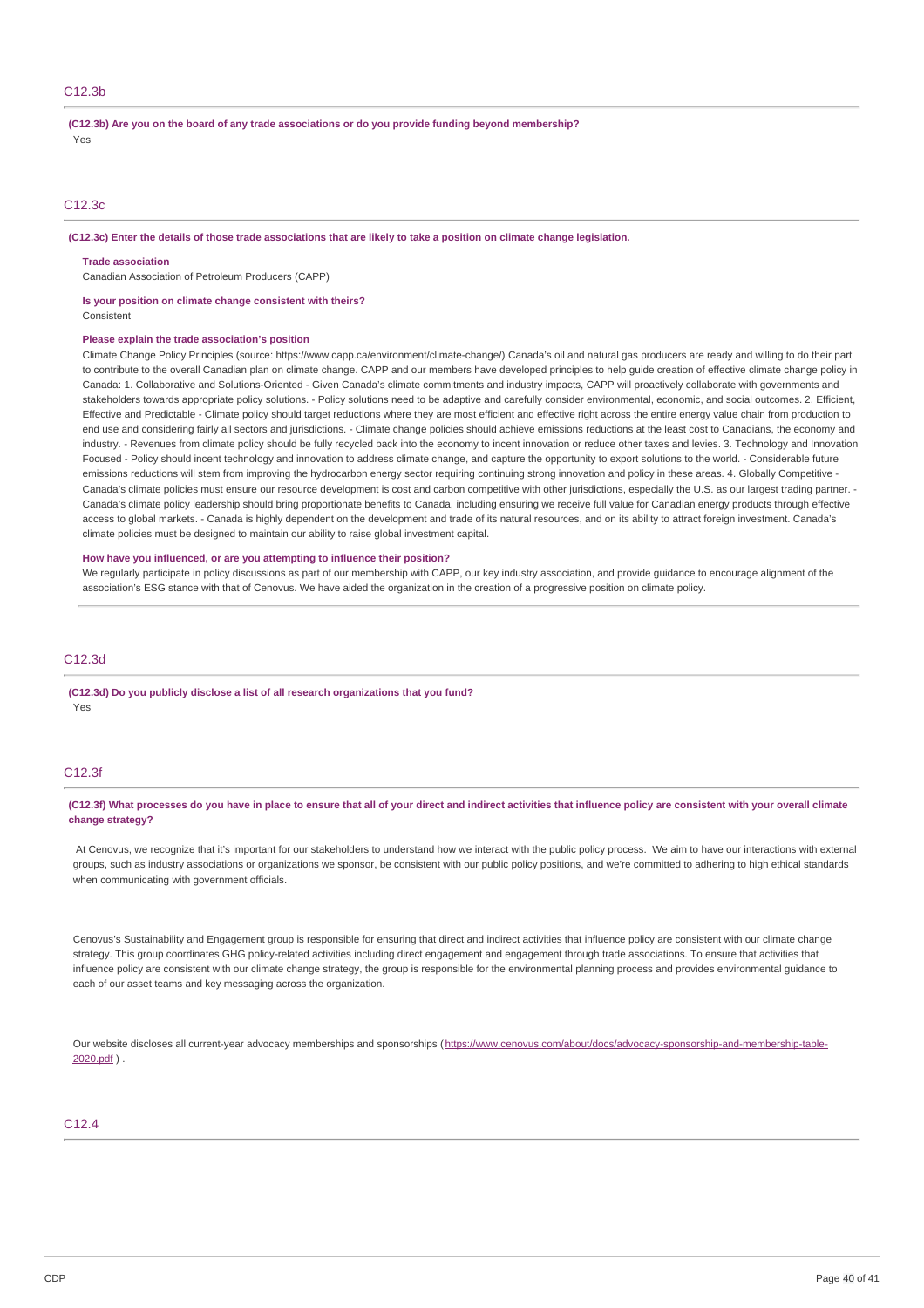## C12.3b

**(C12.3b) Are you on the board of any trade associations or do you provide funding beyond membership?**

Yes

## C12.3c

**(C12.3c) Enter the details of those trade associations that are likely to take a position on climate change legislation.**

**Trade association**

Canadian Association of Petroleum Producers (CAPP)

**Is your position on climate change consistent with theirs?**

Consistent

**Please explain the trade association's position**

Climate Change Policy Principles (source: https://www.capp.ca/environment/climate-change/) Canada's oil and natural gas producers are ready and willing to do their part to contribute to the overall Canadian plan on climate change. CAPP and our members have developed principles to help guide creation of effective climate change policy in Canada: 1. Collaborative and Solutions-Oriented - Given Canada's climate commitments and industry impacts, CAPP will proactively collaborate with governments and stakeholders towards appropriate policy solutions. - Policy solutions need to be adaptive and carefully consider environmental, economic, and social outcomes. 2. Efficient, Effective and Predictable - Climate policy should target reductions where they are most efficient and effective right across the entire energy value chain from production to end use and considering fairly all sectors and jurisdictions. - Climate change policies should achieve emissions reductions at the least cost to Canadians, the economy and industry. - Revenues from climate policy should be fully recycled back into the economy to incent innovation or reduce other taxes and levies. 3. Technology and Innovation Focused - Policy should incent technology and innovation to address climate change, and capture the opportunity to export solutions to the world. - Considerable future emissions reductions will stem from improving the hydrocarbon energy sector requiring continuing strong innovation and policy in these areas. 4. Globally Competitive - Canada's climate policies must ensure our resource development is cost and carbon competitive with other jurisdictions, especially the U.S. as our largest trading partner. - Canada's climate policy leadership should bring proportionate benefits to Canada, including ensuring we receive full value for Canadian energy products through effective access to global markets. - Canada is highly dependent on the development and trade of its natural resources, and on its ability to attract foreign investment. Canada's climate policies must be designed to maintain our ability to raise global investment capital.

**How have you influenced, or are you attempting to influence their position?**

We regularly participate in policy discussions as part of our membership with CAPP, our key industry association, and provide guidance to encourage alignment of the association's ESG stance with that of Cenovus. We have aided the organization in the creation of a progressive position on climate policy.

## C12.3d

**(C12.3d) Do you publicly disclose a list of all research organizations that you fund?**

Yes

## C12.3f

**(C12.3f) What processes do you have in place to ensure that all of your direct and indirect activities that influence policy are consistent with your overall climate change strategy?**

At Cenovus, we recognize that it's important for our stakeholders to understand how we interact with the public policy process. We aim to have our interactions with external groups, such as industry associations or organizations we sponsor, be consistent with our public policy positions, and we're committed to adhering to high ethical standards when communicating with government officials.

Cenovus's Sustainability and Engagement group is responsible for ensuring that direct and indirect activities that influence policy are consistent with our climate change strategy. This group coordinates GHG policy-related activities including direct engagement and engagement through trade associations. To ensure that activities that influence policy are consistent with our climate change strategy, the group is responsible for the environmental planning process and provides environmental guidance to each of our asset teams and key messaging across the organization.

Our website discloses all current-year advocacy memberships and sponsorships (https://www.cenovus.com/about/docs/advocacy-sponsorship-and-membership-table-2020.pdf ) .

## C12.4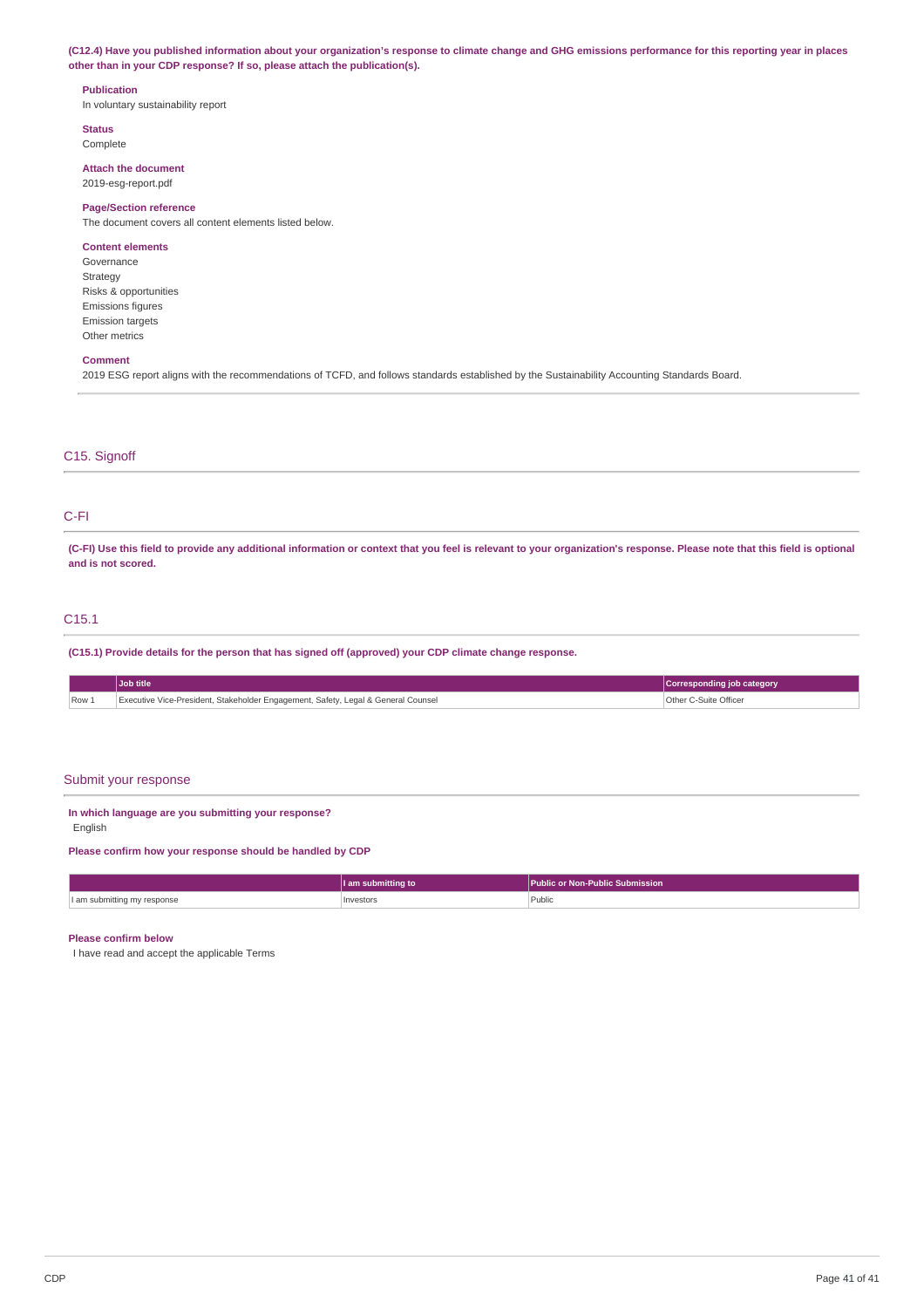**(C12.4) Have you published information about your organization's response to climate change and GHG emissions performance for this reporting year in places other than in your CDP response? If so, please attach the publication(s).**

**Publication**
In voluntary sustainability report

**Status**
Complete

**Attach the document**
2019-esg-report.pdf

**Page/Section reference**
The document covers all content elements listed below.

**Content elements**
Governance
Strategy
Risks & opportunities
Emissions figures
Emission targets
Other metrics

**Comment**
2019 ESG report aligns with the recommendations of TCFD, and follows standards established by the Sustainability Accounting Standards Board.

## C15. Signoff

## C-FI

**(C-FI) Use this field to provide any additional information or context that you feel is relevant to your organization's response. Please note that this field is optional and is not scored.**

## C15.1

**(C15.1) Provide details for the person that has signed off (approved) your CDP climate change response.**

| | Job title | Corresponding job category |
|---|---|---|
| Row 1 | Executive Vice-President, Stakeholder Engagement, Safety, Legal & General Counsel | Other C-Suite Officer |

## Submit your response

**In which language are you submitting your response?**
English

**Please confirm how your response should be handled by CDP**

| | I am submitting to | Public or Non-Public Submission |
|---|---|---|
| I am submitting my response | Investors | Public |

**Please confirm below**
I have read and accept the applicable Terms